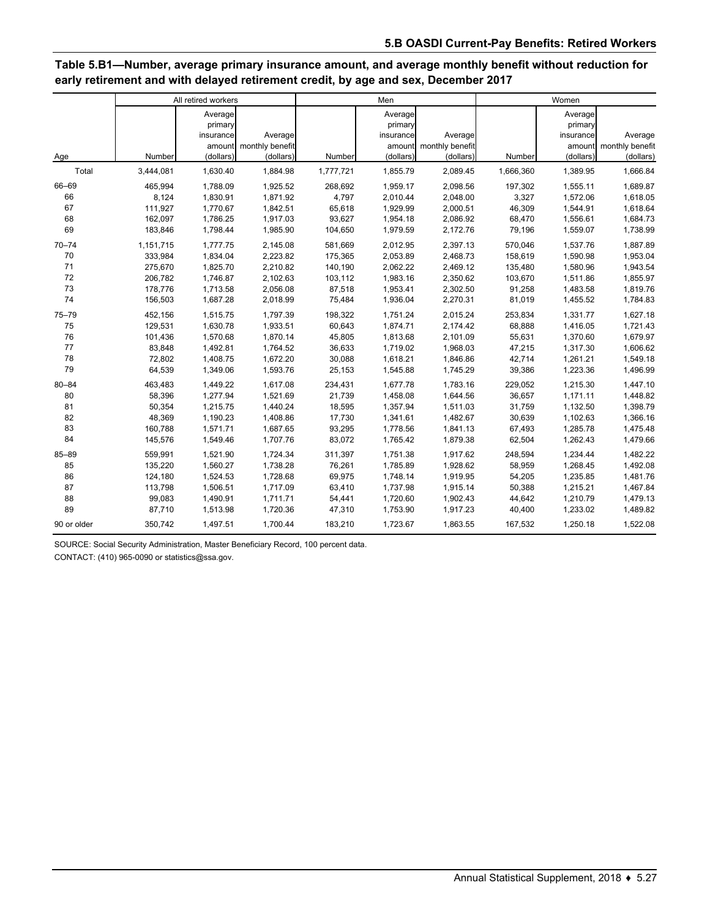## Table 5.B1—Number, average primary insurance amount, and average monthly benefit without reduction for early retirement and with delayed retirement credit, by age and sex, December 2017

| Age | All retired workers | | | Men | | | Women | | |
|---|---|---|---|---|---|---|---|---|---|
| | Number | Average primary insurance amount (dollars) | Average monthly benefit (dollars) | Number | Average primary insurance amount (dollars) | Average monthly benefit (dollars) | Number | Average primary insurance amount (dollars) | Average monthly benefit (dollars) |
| Total | 3,444,081 | 1,630.40 | 1,884.98 | 1,777,721 | 1,855.79 | 2,089.45 | 1,666,360 | 1,389.95 | 1,666.84 |
| 66–69 | 465,994 | 1,788.09 | 1,925.52 | 268,692 | 1,959.17 | 2,098.56 | 197,302 | 1,555.11 | 1,689.87 |
| 66 | 8,124 | 1,830.91 | 1,871.92 | 4,797 | 2,010.44 | 2,048.00 | 3,327 | 1,572.06 | 1,618.05 |
| 67 | 111,927 | 1,770.67 | 1,842.51 | 65,618 | 1,929.99 | 2,000.51 | 46,309 | 1,544.91 | 1,618.64 |
| 68 | 162,097 | 1,786.25 | 1,917.03 | 93,627 | 1,954.18 | 2,086.92 | 68,470 | 1,556.61 | 1,684.73 |
| 69 | 183,846 | 1,798.44 | 1,985.90 | 104,650 | 1,979.59 | 2,172.76 | 79,196 | 1,559.07 | 1,738.99 |
| 70–74 | 1,151,715 | 1,777.75 | 2,145.08 | 581,669 | 2,012.95 | 2,397.13 | 570,046 | 1,537.76 | 1,887.89 |
| 70 | 333,984 | 1,834.04 | 2,223.82 | 175,365 | 2,053.89 | 2,468.73 | 158,619 | 1,590.98 | 1,953.04 |
| 71 | 275,670 | 1,825.70 | 2,210.82 | 140,190 | 2,062.22 | 2,469.12 | 135,480 | 1,580.96 | 1,943.54 |
| 72 | 206,782 | 1,746.87 | 2,102.63 | 103,112 | 1,983.16 | 2,350.62 | 103,670 | 1,511.86 | 1,855.97 |
| 73 | 178,776 | 1,713.58 | 2,056.08 | 87,518 | 1,953.41 | 2,302.50 | 91,258 | 1,483.58 | 1,819.76 |
| 74 | 156,503 | 1,687.28 | 2,018.99 | 75,484 | 1,936.04 | 2,270.31 | 81,019 | 1,455.52 | 1,784.83 |
| 75–79 | 452,156 | 1,515.75 | 1,797.39 | 198,322 | 1,751.24 | 2,015.24 | 253,834 | 1,331.77 | 1,627.18 |
| 75 | 129,531 | 1,630.78 | 1,933.51 | 60,643 | 1,874.71 | 2,174.42 | 68,888 | 1,416.05 | 1,721.43 |
| 76 | 101,436 | 1,570.68 | 1,870.14 | 45,805 | 1,813.68 | 2,101.09 | 55,631 | 1,370.60 | 1,679.97 |
| 77 | 83,848 | 1,492.81 | 1,764.52 | 36,633 | 1,719.02 | 1,968.03 | 47,215 | 1,317.30 | 1,606.62 |
| 78 | 72,802 | 1,408.75 | 1,672.20 | 30,088 | 1,618.21 | 1,846.86 | 42,714 | 1,261.21 | 1,549.18 |
| 79 | 64,539 | 1,349.06 | 1,593.76 | 25,153 | 1,545.88 | 1,745.29 | 39,386 | 1,223.36 | 1,496.99 |
| 80–84 | 463,483 | 1,449.22 | 1,617.08 | 234,431 | 1,677.78 | 1,783.16 | 229,052 | 1,215.30 | 1,447.10 |
| 80 | 58,396 | 1,277.94 | 1,521.69 | 21,739 | 1,458.08 | 1,644.56 | 36,657 | 1,171.11 | 1,448.82 |
| 81 | 50,354 | 1,215.75 | 1,440.24 | 18,595 | 1,357.94 | 1,511.03 | 31,759 | 1,132.50 | 1,398.79 |
| 82 | 48,369 | 1,190.23 | 1,408.86 | 17,730 | 1,341.61 | 1,482.67 | 30,639 | 1,102.63 | 1,366.16 |
| 83 | 160,788 | 1,571.71 | 1,687.65 | 93,295 | 1,778.56 | 1,841.13 | 67,493 | 1,285.78 | 1,475.48 |
| 84 | 145,576 | 1,549.46 | 1,707.76 | 83,072 | 1,765.42 | 1,879.38 | 62,504 | 1,262.43 | 1,479.66 |
| 85–89 | 559,991 | 1,521.90 | 1,724.34 | 311,397 | 1,751.38 | 1,917.62 | 248,594 | 1,234.44 | 1,482.22 |
| 85 | 135,220 | 1,560.27 | 1,738.28 | 76,261 | 1,785.89 | 1,928.62 | 58,959 | 1,268.45 | 1,492.08 |
| 86 | 124,180 | 1,524.53 | 1,728.68 | 69,975 | 1,748.14 | 1,919.95 | 54,205 | 1,235.85 | 1,481.76 |
| 87 | 113,798 | 1,506.51 | 1,717.09 | 63,410 | 1,737.98 | 1,915.14 | 50,388 | 1,215.21 | 1,467.84 |
| 88 | 99,083 | 1,490.91 | 1,711.71 | 54,441 | 1,720.60 | 1,902.43 | 44,642 | 1,210.79 | 1,479.13 |
| 89 | 87,710 | 1,513.98 | 1,720.36 | 47,310 | 1,753.90 | 1,917.23 | 40,400 | 1,233.02 | 1,489.82 |
| 90 or older | 350,742 | 1,497.51 | 1,700.44 | 183,210 | 1,723.67 | 1,863.55 | 167,532 | 1,250.18 | 1,522.08 |

SOURCE: Social Security Administration, Master Beneficiary Record, 100 percent data.

CONTACT: (410) 965-0090 or statistics@ssa.gov.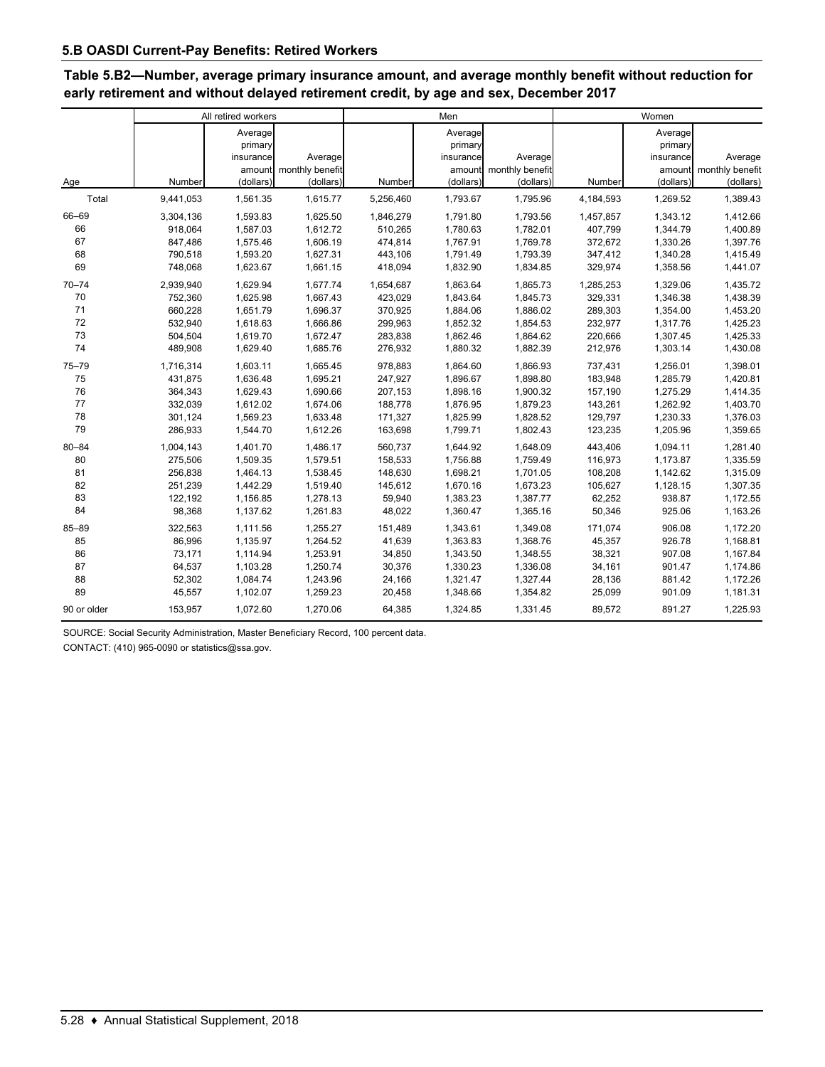## 5.B OASDI Current-Pay Benefits: Retired Workers

### Table 5.B2—Number, average primary insurance amount, and average monthly benefit without reduction for early retirement and without delayed retirement credit, by age and sex, December 2017

| Age | All retired workers | | | Men | | | Women | | |
|---|---|---|---|---|---|---|---|---|---|
| | Number | Average primary insurance amount (dollars) | Average monthly benefit (dollars) | Number | Average primary insurance amount (dollars) | Average monthly benefit (dollars) | Number | Average primary insurance amount (dollars) | Average monthly benefit (dollars) |
| Total | 9,441,053 | 1,561.35 | 1,615.77 | 5,256,460 | 1,793.67 | 1,795.96 | 4,184,593 | 1,269.52 | 1,389.43 |
| 66–69 | 3,304,136 | 1,593.83 | 1,625.50 | 1,846,279 | 1,791.80 | 1,793.56 | 1,457,857 | 1,343.12 | 1,412.66 |
| 66 | 918,064 | 1,587.03 | 1,612.72 | 510,265 | 1,780.63 | 1,782.01 | 407,799 | 1,344.79 | 1,400.89 |
| 67 | 847,486 | 1,575.46 | 1,606.19 | 474,814 | 1,767.91 | 1,769.78 | 372,672 | 1,330.26 | 1,397.76 |
| 68 | 790,518 | 1,593.20 | 1,627.31 | 443,106 | 1,791.49 | 1,793.39 | 347,412 | 1,340.28 | 1,415.49 |
| 69 | 748,068 | 1,623.67 | 1,661.15 | 418,094 | 1,832.90 | 1,834.85 | 329,974 | 1,358.56 | 1,441.07 |
| 70–74 | 2,939,940 | 1,629.94 | 1,677.74 | 1,654,687 | 1,863.64 | 1,865.73 | 1,285,253 | 1,329.06 | 1,435.72 |
| 70 | 752,360 | 1,625.98 | 1,667.43 | 423,029 | 1,843.64 | 1,845.73 | 329,331 | 1,346.38 | 1,438.39 |
| 71 | 660,228 | 1,651.79 | 1,696.37 | 370,925 | 1,884.06 | 1,886.02 | 289,303 | 1,354.00 | 1,453.20 |
| 72 | 532,940 | 1,618.63 | 1,666.86 | 299,963 | 1,852.32 | 1,854.53 | 232,977 | 1,317.76 | 1,425.23 |
| 73 | 504,504 | 1,619.70 | 1,672.47 | 283,838 | 1,862.46 | 1,864.62 | 220,666 | 1,307.45 | 1,425.33 |
| 74 | 489,908 | 1,629.40 | 1,685.76 | 276,932 | 1,880.32 | 1,882.39 | 212,976 | 1,303.14 | 1,430.08 |
| 75–79 | 1,716,314 | 1,603.11 | 1,665.45 | 978,883 | 1,864.60 | 1,866.93 | 737,431 | 1,256.01 | 1,398.01 |
| 75 | 431,875 | 1,636.48 | 1,695.21 | 247,927 | 1,896.67 | 1,898.80 | 183,948 | 1,285.79 | 1,420.81 |
| 76 | 364,343 | 1,629.43 | 1,690.66 | 207,153 | 1,898.16 | 1,900.32 | 157,190 | 1,275.29 | 1,414.35 |
| 77 | 332,039 | 1,612.02 | 1,674.06 | 188,778 | 1,876.95 | 1,879.23 | 143,261 | 1,262.92 | 1,403.70 |
| 78 | 301,124 | 1,569.23 | 1,633.48 | 171,327 | 1,825.99 | 1,828.52 | 129,797 | 1,230.33 | 1,376.03 |
| 79 | 286,933 | 1,544.70 | 1,612.26 | 163,698 | 1,799.71 | 1,802.43 | 123,235 | 1,205.96 | 1,359.65 |
| 80–84 | 1,004,143 | 1,401.70 | 1,486.17 | 560,737 | 1,644.92 | 1,648.09 | 443,406 | 1,094.11 | 1,281.40 |
| 80 | 275,506 | 1,509.35 | 1,579.51 | 158,533 | 1,756.88 | 1,759.49 | 116,973 | 1,173.87 | 1,335.59 |
| 81 | 256,838 | 1,464.13 | 1,538.45 | 148,630 | 1,698.21 | 1,701.05 | 108,208 | 1,142.62 | 1,315.09 |
| 82 | 251,239 | 1,442.29 | 1,519.40 | 145,612 | 1,670.16 | 1,673.23 | 105,627 | 1,128.15 | 1,307.35 |
| 83 | 122,192 | 1,156.85 | 1,278.13 | 59,940 | 1,383.23 | 1,387.77 | 62,252 | 938.87 | 1,172.55 |
| 84 | 98,368 | 1,137.62 | 1,261.83 | 48,022 | 1,360.47 | 1,365.16 | 50,346 | 925.06 | 1,163.26 |
| 85–89 | 322,563 | 1,111.56 | 1,255.27 | 151,489 | 1,343.61 | 1,349.08 | 171,074 | 906.08 | 1,172.20 |
| 85 | 86,996 | 1,135.97 | 1,264.52 | 41,639 | 1,363.83 | 1,368.76 | 45,357 | 926.78 | 1,168.81 |
| 86 | 73,171 | 1,114.94 | 1,253.91 | 34,850 | 1,343.50 | 1,348.55 | 38,321 | 907.08 | 1,167.84 |
| 87 | 64,537 | 1,103.28 | 1,250.74 | 30,376 | 1,330.23 | 1,336.08 | 34,161 | 901.47 | 1,174.86 |
| 88 | 52,302 | 1,084.74 | 1,243.96 | 24,166 | 1,321.47 | 1,327.44 | 28,136 | 881.42 | 1,172.26 |
| 89 | 45,557 | 1,102.07 | 1,259.23 | 20,458 | 1,348.66 | 1,354.82 | 25,099 | 901.09 | 1,181.31 |
| 90 or older | 153,957 | 1,072.60 | 1,270.06 | 64,385 | 1,324.85 | 1,331.45 | 89,572 | 891.27 | 1,225.93 |

SOURCE: Social Security Administration, Master Beneficiary Record, 100 percent data.

CONTACT: (410) 965-0090 or statistics@ssa.gov.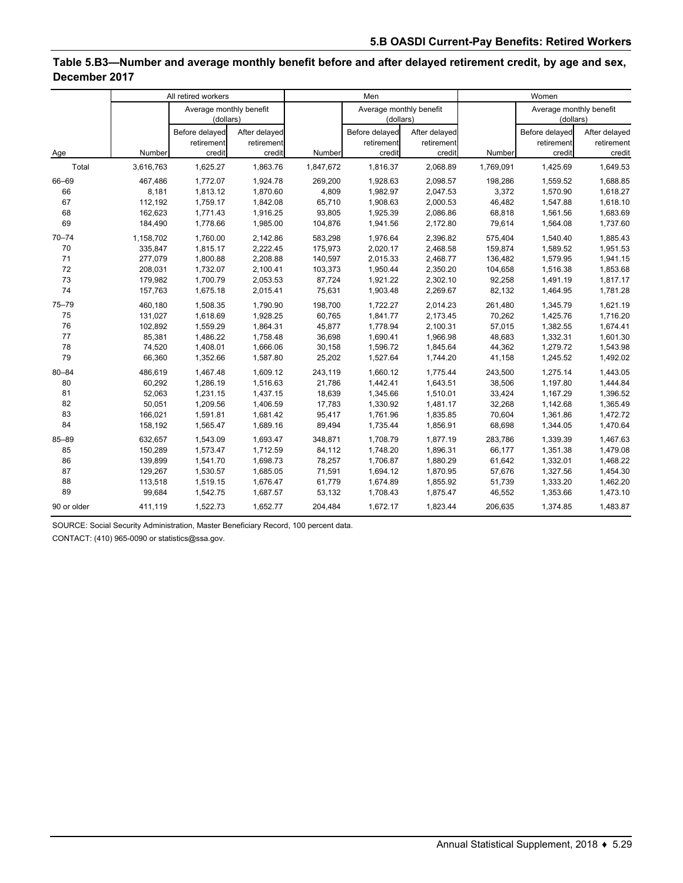## Table 5.B3—Number and average monthly benefit before and after delayed retirement credit, by age and sex, December 2017

| Age | All retired workers | | | Men | | | Women | | |
|---|---|---|---|---|---|---|---|---|---|
| | | Average monthly benefit (dollars) | | | Average monthly benefit (dollars) | | | Average monthly benefit (dollars) | |
| | Number | Before delayed retirement credit | After delayed retirement credit | Number | Before delayed retirement credit | After delayed retirement credit | Number | Before delayed retirement credit | After delayed retirement credit |
| Total | 3,616,763 | 1,625.27 | 1,863.76 | 1,847,672 | 1,816.37 | 2,068.89 | 1,769,091 | 1,425.69 | 1,649.53 |
| 66–69 | 467,486 | 1,772.07 | 1,924.78 | 269,200 | 1,928.63 | 2,098.57 | 198,286 | 1,559.52 | 1,688.85 |
| 66 | 8,181 | 1,813.12 | 1,870.60 | 4,809 | 1,982.97 | 2,047.53 | 3,372 | 1,570.90 | 1,618.27 |
| 67 | 112,192 | 1,759.17 | 1,842.08 | 65,710 | 1,908.63 | 2,000.53 | 46,482 | 1,547.88 | 1,618.10 |
| 68 | 162,623 | 1,771.43 | 1,916.25 | 93,805 | 1,925.39 | 2,086.86 | 68,818 | 1,561.56 | 1,683.69 |
| 69 | 184,490 | 1,778.66 | 1,985.00 | 104,876 | 1,941.56 | 2,172.80 | 79,614 | 1,564.08 | 1,737.60 |
| 70–74 | 1,158,702 | 1,760.00 | 2,142.86 | 583,298 | 1,976.64 | 2,396.82 | 575,404 | 1,540.40 | 1,885.43 |
| 70 | 335,847 | 1,815.17 | 2,222.45 | 175,973 | 2,020.17 | 2,468.58 | 159,874 | 1,589.52 | 1,951.53 |
| 71 | 277,079 | 1,800.88 | 2,208.88 | 140,597 | 2,015.33 | 2,468.77 | 136,482 | 1,579.95 | 1,941.15 |
| 72 | 208,031 | 1,732.07 | 2,100.41 | 103,373 | 1,950.44 | 2,350.20 | 104,658 | 1,516.38 | 1,853.68 |
| 73 | 179,982 | 1,700.79 | 2,053.53 | 87,724 | 1,921.22 | 2,302.10 | 92,258 | 1,491.19 | 1,817.17 |
| 74 | 157,763 | 1,675.18 | 2,015.41 | 75,631 | 1,903.48 | 2,269.67 | 82,132 | 1,464.95 | 1,781.28 |
| 75–79 | 460,180 | 1,508.35 | 1,790.90 | 198,700 | 1,722.27 | 2,014.23 | 261,480 | 1,345.79 | 1,621.19 |
| 75 | 131,027 | 1,618.69 | 1,928.25 | 60,765 | 1,841.77 | 2,173.45 | 70,262 | 1,425.76 | 1,716.20 |
| 76 | 102,892 | 1,559.29 | 1,864.31 | 45,877 | 1,778.94 | 2,100.31 | 57,015 | 1,382.55 | 1,674.41 |
| 77 | 85,381 | 1,486.22 | 1,758.48 | 36,698 | 1,690.41 | 1,966.98 | 48,683 | 1,332.31 | 1,601.30 |
| 78 | 74,520 | 1,408.01 | 1,666.06 | 30,158 | 1,596.72 | 1,845.64 | 44,362 | 1,279.72 | 1,543.98 |
| 79 | 66,360 | 1,352.66 | 1,587.80 | 25,202 | 1,527.64 | 1,744.20 | 41,158 | 1,245.52 | 1,492.02 |
| 80–84 | 486,619 | 1,467.48 | 1,609.12 | 243,119 | 1,660.12 | 1,775.44 | 243,500 | 1,275.14 | 1,443.05 |
| 80 | 60,292 | 1,286.19 | 1,516.63 | 21,786 | 1,442.41 | 1,643.51 | 38,506 | 1,197.80 | 1,444.84 |
| 81 | 52,063 | 1,231.15 | 1,437.15 | 18,639 | 1,345.66 | 1,510.01 | 33,424 | 1,167.29 | 1,396.52 |
| 82 | 50,051 | 1,209.56 | 1,406.59 | 17,783 | 1,330.92 | 1,481.17 | 32,268 | 1,142.68 | 1,365.49 |
| 83 | 166,021 | 1,591.81 | 1,681.42 | 95,417 | 1,761.96 | 1,835.85 | 70,604 | 1,361.86 | 1,472.72 |
| 84 | 158,192 | 1,565.47 | 1,689.16 | 89,494 | 1,735.44 | 1,856.91 | 68,698 | 1,344.05 | 1,470.64 |
| 85–89 | 632,657 | 1,543.09 | 1,693.47 | 348,871 | 1,708.79 | 1,877.19 | 283,786 | 1,339.39 | 1,467.63 |
| 85 | 150,289 | 1,573.47 | 1,712.59 | 84,112 | 1,748.20 | 1,896.31 | 66,177 | 1,351.38 | 1,479.08 |
| 86 | 139,899 | 1,541.70 | 1,698.73 | 78,257 | 1,706.87 | 1,880.29 | 61,642 | 1,332.01 | 1,468.22 |
| 87 | 129,267 | 1,530.57 | 1,685.05 | 71,591 | 1,694.12 | 1,870.95 | 57,676 | 1,327.56 | 1,454.30 |
| 88 | 113,518 | 1,519.15 | 1,676.47 | 61,779 | 1,674.89 | 1,855.92 | 51,739 | 1,333.20 | 1,462.20 |
| 89 | 99,684 | 1,542.75 | 1,687.57 | 53,132 | 1,708.43 | 1,875.47 | 46,552 | 1,353.66 | 1,473.10 |
| 90 or older | 411,119 | 1,522.73 | 1,652.77 | 204,484 | 1,672.17 | 1,823.44 | 206,635 | 1,374.85 | 1,483.87 |

SOURCE: Social Security Administration, Master Beneficiary Record, 100 percent data.

CONTACT: (410) 965-0090 or statistics@ssa.gov.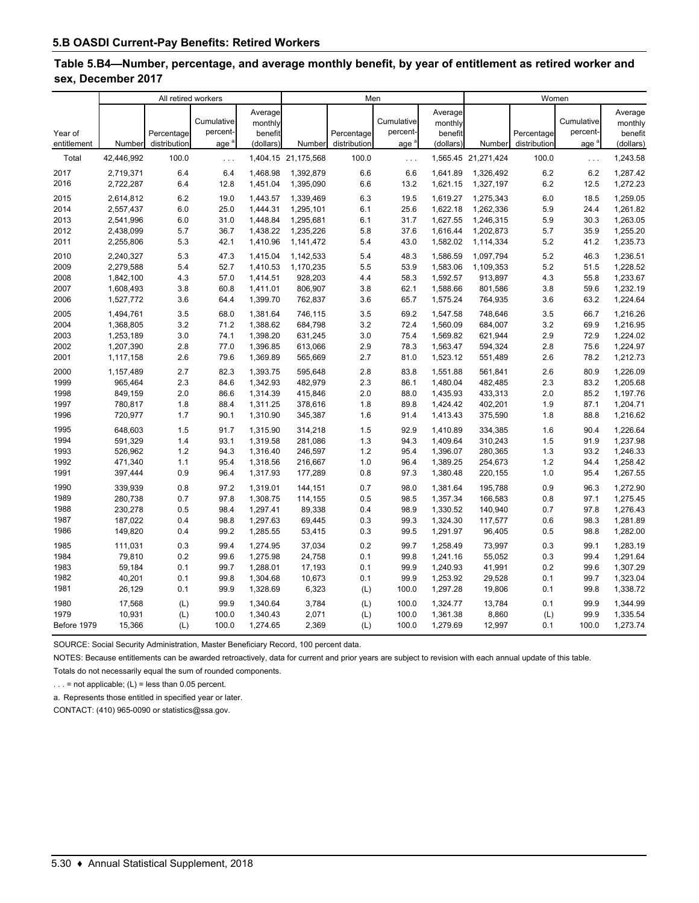## 5.B OASDI Current-Pay Benefits: Retired Workers

### Table 5.B4—Number, percentage, and average monthly benefit, by year of entitlement as retired worker and sex, December 2017

| Year of entitlement | All retired workers | | | | Men | | | | Women | | | |
|---|---|---|---|---|---|---|---|---|---|---|---|---|
| | Number | Percentage distribution | Cumulative percentage [a] | Average monthly benefit (dollars) | Number | Percentage distribution | Cumulative percentage [a] | Average monthly benefit (dollars) | Number | Percentage distribution | Cumulative percentage [a] | Average monthly benefit (dollars) |
| Total | 42,446,992 | 100.0 | . . . | 1,404.15 | 21,175,568 | 100.0 | . . . | 1,565.45 | 21,271,424 | 100.0 | . . . | 1,243.58 |
| 2017 | 2,719,371 | 6.4 | 6.4 | 1,468.98 | 1,392,879 | 6.6 | 6.6 | 1,641.89 | 1,326,492 | 6.2 | 6.2 | 1,287.42 |
| 2016 | 2,722,287 | 6.4 | 12.8 | 1,451.04 | 1,395,090 | 6.6 | 13.2 | 1,621.15 | 1,327,197 | 6.2 | 12.5 | 1,272.23 |
| 2015 | 2,614,812 | 6.2 | 19.0 | 1,443.57 | 1,339,469 | 6.3 | 19.5 | 1,619.27 | 1,275,343 | 6.0 | 18.5 | 1,259.05 |
| 2014 | 2,557,437 | 6.0 | 25.0 | 1,444.31 | 1,295,101 | 6.1 | 25.6 | 1,622.18 | 1,262,336 | 5.9 | 24.4 | 1,261.82 |
| 2013 | 2,541,996 | 6.0 | 31.0 | 1,448.84 | 1,295,681 | 6.1 | 31.7 | 1,627.55 | 1,246,315 | 5.9 | 30.3 | 1,263.05 |
| 2012 | 2,438,099 | 5.7 | 36.7 | 1,438.22 | 1,235,226 | 5.8 | 37.6 | 1,616.44 | 1,202,873 | 5.7 | 35.9 | 1,255.20 |
| 2011 | 2,255,806 | 5.3 | 42.1 | 1,410.96 | 1,141,472 | 5.4 | 43.0 | 1,582.02 | 1,114,334 | 5.2 | 41.2 | 1,235.73 |
| 2010 | 2,240,327 | 5.3 | 47.3 | 1,415.04 | 1,142,533 | 5.4 | 48.3 | 1,586.59 | 1,097,794 | 5.2 | 46.3 | 1,236.51 |
| 2009 | 2,279,588 | 5.4 | 52.7 | 1,410.53 | 1,170,235 | 5.5 | 53.9 | 1,583.06 | 1,109,353 | 5.2 | 51.5 | 1,228.52 |
| 2008 | 1,842,100 | 4.3 | 57.0 | 1,414.51 | 928,203 | 4.4 | 58.3 | 1,592.57 | 913,897 | 4.3 | 55.8 | 1,233.67 |
| 2007 | 1,608,493 | 3.8 | 60.8 | 1,411.01 | 806,907 | 3.8 | 62.1 | 1,588.66 | 801,586 | 3.8 | 59.6 | 1,232.19 |
| 2006 | 1,527,772 | 3.6 | 64.4 | 1,399.70 | 762,837 | 3.6 | 65.7 | 1,575.24 | 764,935 | 3.6 | 63.2 | 1,224.64 |
| 2005 | 1,494,761 | 3.5 | 68.0 | 1,381.64 | 746,115 | 3.5 | 69.2 | 1,547.58 | 748,646 | 3.5 | 66.7 | 1,216.26 |
| 2004 | 1,368,805 | 3.2 | 71.2 | 1,388.62 | 684,798 | 3.2 | 72.4 | 1,560.09 | 684,007 | 3.2 | 69.9 | 1,216.95 |
| 2003 | 1,253,189 | 3.0 | 74.1 | 1,398.20 | 631,245 | 3.0 | 75.4 | 1,569.82 | 621,944 | 2.9 | 72.9 | 1,224.02 |
| 2002 | 1,207,390 | 2.8 | 77.0 | 1,396.85 | 613,066 | 2.9 | 78.3 | 1,563.47 | 594,324 | 2.8 | 75.6 | 1,224.97 |
| 2001 | 1,117,158 | 2.6 | 79.6 | 1,369.89 | 565,669 | 2.7 | 81.0 | 1,523.12 | 551,489 | 2.6 | 78.2 | 1,212.73 |
| 2000 | 1,157,489 | 2.7 | 82.3 | 1,393.75 | 595,648 | 2.8 | 83.8 | 1,551.88 | 561,841 | 2.6 | 80.9 | 1,226.09 |
| 1999 | 965,464 | 2.3 | 84.6 | 1,342.93 | 482,979 | 2.3 | 86.1 | 1,480.04 | 482,485 | 2.3 | 83.2 | 1,205.68 |
| 1998 | 849,159 | 2.0 | 86.6 | 1,314.39 | 415,846 | 2.0 | 88.0 | 1,435.93 | 433,313 | 2.0 | 85.2 | 1,197.76 |
| 1997 | 780,817 | 1.8 | 88.4 | 1,311.25 | 378,616 | 1.8 | 89.8 | 1,424.42 | 402,201 | 1.9 | 87.1 | 1,204.71 |
| 1996 | 720,977 | 1.7 | 90.1 | 1,310.90 | 345,387 | 1.6 | 91.4 | 1,413.43 | 375,590 | 1.8 | 88.8 | 1,216.62 |
| 1995 | 648,603 | 1.5 | 91.7 | 1,315.90 | 314,218 | 1.5 | 92.9 | 1,410.89 | 334,385 | 1.6 | 90.4 | 1,226.64 |
| 1994 | 591,329 | 1.4 | 93.1 | 1,319.58 | 281,086 | 1.3 | 94.3 | 1,409.64 | 310,243 | 1.5 | 91.9 | 1,237.98 |
| 1993 | 526,962 | 1.2 | 94.3 | 1,316.40 | 246,597 | 1.2 | 95.4 | 1,396.07 | 280,365 | 1.3 | 93.2 | 1,246.33 |
| 1992 | 471,340 | 1.1 | 95.4 | 1,318.56 | 216,667 | 1.0 | 96.4 | 1,389.25 | 254,673 | 1.2 | 94.4 | 1,258.42 |
| 1991 | 397,444 | 0.9 | 96.4 | 1,317.93 | 177,289 | 0.8 | 97.3 | 1,380.48 | 220,155 | 1.0 | 95.4 | 1,267.55 |
| 1990 | 339,939 | 0.8 | 97.2 | 1,319.01 | 144,151 | 0.7 | 98.0 | 1,381.64 | 195,788 | 0.9 | 96.3 | 1,272.90 |
| 1989 | 280,738 | 0.7 | 97.8 | 1,308.75 | 114,155 | 0.5 | 98.5 | 1,357.34 | 166,583 | 0.8 | 97.1 | 1,275.45 |
| 1988 | 230,278 | 0.5 | 98.4 | 1,297.41 | 89,338 | 0.4 | 98.9 | 1,330.52 | 140,940 | 0.7 | 97.8 | 1,276.43 |
| 1987 | 187,022 | 0.4 | 98.8 | 1,297.63 | 69,445 | 0.3 | 99.3 | 1,324.30 | 117,577 | 0.6 | 98.3 | 1,281.89 |
| 1986 | 149,820 | 0.4 | 99.2 | 1,285.55 | 53,415 | 0.3 | 99.5 | 1,291.97 | 96,405 | 0.5 | 98.8 | 1,282.00 |
| 1985 | 111,031 | 0.3 | 99.4 | 1,274.95 | 37,034 | 0.2 | 99.7 | 1,258.49 | 73,997 | 0.3 | 99.1 | 1,283.19 |
| 1984 | 79,810 | 0.2 | 99.6 | 1,275.98 | 24,758 | 0.1 | 99.8 | 1,241.16 | 55,052 | 0.3 | 99.4 | 1,291.64 |
| 1983 | 59,184 | 0.1 | 99.7 | 1,288.01 | 17,193 | 0.1 | 99.9 | 1,240.93 | 41,991 | 0.2 | 99.6 | 1,307.29 |
| 1982 | 40,201 | 0.1 | 99.8 | 1,304.68 | 10,673 | 0.1 | 99.9 | 1,253.92 | 29,528 | 0.1 | 99.7 | 1,323.04 |
| 1981 | 26,129 | 0.1 | 99.9 | 1,328.69 | 6,323 | (L) | 100.0 | 1,297.28 | 19,806 | 0.1 | 99.8 | 1,338.72 |
| 1980 | 17,568 | (L) | 99.9 | 1,340.64 | 3,784 | (L) | 100.0 | 1,324.77 | 13,784 | 0.1 | 99.9 | 1,344.99 |
| 1979 | 10,931 | (L) | 100.0 | 1,340.43 | 2,071 | (L) | 100.0 | 1,361.38 | 8,860 | (L) | 99.9 | 1,335.54 |
| Before 1979 | 15,366 | (L) | 100.0 | 1,274.65 | 2,369 | (L) | 100.0 | 1,279.69 | 12,997 | 0.1 | 100.0 | 1,273.74 |

SOURCE: Social Security Administration, Master Beneficiary Record, 100 percent data.

NOTES: Because entitlements can be awarded retroactively, data for current and prior years are subject to revision with each annual update of this table.

Totals do not necessarily equal the sum of rounded components.

. . . = not applicable; (L) = less than 0.05 percent.

a. Represents those entitled in specified year or later.

CONTACT: (410) 965-0090 or statistics@ssa.gov.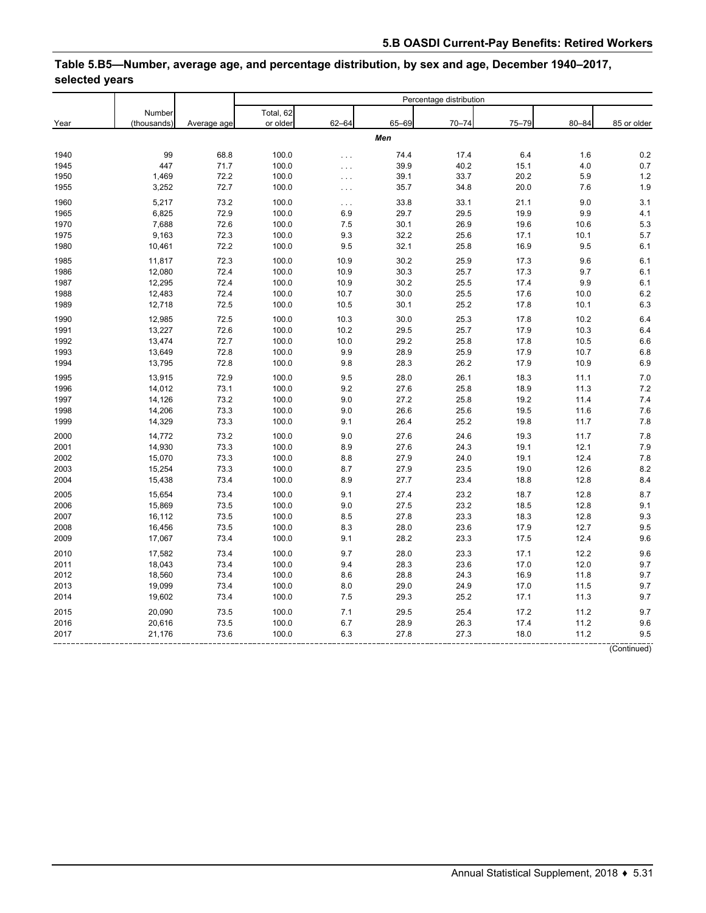## Table 5.B5—Number, average age, and percentage distribution, by sex and age, December 1940–2017, selected years

| Year | Number (thousands) | Average age | Percentage distribution | | | | | | |
|---|---|---|---|---|---|---|---|---|---|
| | | | Total, 62 or older | 62–64 | 65–69 | 70–74 | 75–79 | 80–84 | 85 or older |
| | | | | | *Men* | | | | |
| 1940 | 99 | 68.8 | 100.0 | . . . | 74.4 | 17.4 | 6.4 | 1.6 | 0.2 |
| 1945 | 447 | 71.7 | 100.0 | . . . | 39.9 | 40.2 | 15.1 | 4.0 | 0.7 |
| 1950 | 1,469 | 72.2 | 100.0 | . . . | 39.1 | 33.7 | 20.2 | 5.9 | 1.2 |
| 1955 | 3,252 | 72.7 | 100.0 | . . . | 35.7 | 34.8 | 20.0 | 7.6 | 1.9 |
| 1960 | 5,217 | 73.2 | 100.0 | . . . | 33.8 | 33.1 | 21.1 | 9.0 | 3.1 |
| 1965 | 6,825 | 72.9 | 100.0 | 6.9 | 29.7 | 29.5 | 19.9 | 9.9 | 4.1 |
| 1970 | 7,688 | 72.6 | 100.0 | 7.5 | 30.1 | 26.9 | 19.6 | 10.6 | 5.3 |
| 1975 | 9,163 | 72.3 | 100.0 | 9.3 | 32.2 | 25.6 | 17.1 | 10.1 | 5.7 |
| 1980 | 10,461 | 72.2 | 100.0 | 9.5 | 32.1 | 25.8 | 16.9 | 9.5 | 6.1 |
| 1985 | 11,817 | 72.3 | 100.0 | 10.9 | 30.2 | 25.9 | 17.3 | 9.6 | 6.1 |
| 1986 | 12,080 | 72.4 | 100.0 | 10.9 | 30.3 | 25.7 | 17.3 | 9.7 | 6.1 |
| 1987 | 12,295 | 72.4 | 100.0 | 10.9 | 30.2 | 25.5 | 17.4 | 9.9 | 6.1 |
| 1988 | 12,483 | 72.4 | 100.0 | 10.7 | 30.0 | 25.5 | 17.6 | 10.0 | 6.2 |
| 1989 | 12,718 | 72.5 | 100.0 | 10.5 | 30.1 | 25.2 | 17.8 | 10.1 | 6.3 |
| 1990 | 12,985 | 72.5 | 100.0 | 10.3 | 30.0 | 25.3 | 17.8 | 10.2 | 6.4 |
| 1991 | 13,227 | 72.6 | 100.0 | 10.2 | 29.5 | 25.7 | 17.9 | 10.3 | 6.4 |
| 1992 | 13,474 | 72.7 | 100.0 | 10.0 | 29.2 | 25.8 | 17.8 | 10.5 | 6.6 |
| 1993 | 13,649 | 72.8 | 100.0 | 9.9 | 28.9 | 25.9 | 17.9 | 10.7 | 6.8 |
| 1994 | 13,795 | 72.8 | 100.0 | 9.8 | 28.3 | 26.2 | 17.9 | 10.9 | 6.9 |
| 1995 | 13,915 | 72.9 | 100.0 | 9.5 | 28.0 | 26.1 | 18.3 | 11.1 | 7.0 |
| 1996 | 14,012 | 73.1 | 100.0 | 9.2 | 27.6 | 25.8 | 18.9 | 11.3 | 7.2 |
| 1997 | 14,126 | 73.2 | 100.0 | 9.0 | 27.2 | 25.8 | 19.2 | 11.4 | 7.4 |
| 1998 | 14,206 | 73.3 | 100.0 | 9.0 | 26.6 | 25.6 | 19.5 | 11.6 | 7.6 |
| 1999 | 14,329 | 73.3 | 100.0 | 9.1 | 26.4 | 25.2 | 19.8 | 11.7 | 7.8 |
| 2000 | 14,772 | 73.2 | 100.0 | 9.0 | 27.6 | 24.6 | 19.3 | 11.7 | 7.8 |
| 2001 | 14,930 | 73.3 | 100.0 | 8.9 | 27.6 | 24.3 | 19.1 | 12.1 | 7.9 |
| 2002 | 15,070 | 73.3 | 100.0 | 8.8 | 27.9 | 24.0 | 19.1 | 12.4 | 7.8 |
| 2003 | 15,254 | 73.3 | 100.0 | 8.7 | 27.9 | 23.5 | 19.0 | 12.6 | 8.2 |
| 2004 | 15,438 | 73.4 | 100.0 | 8.9 | 27.7 | 23.4 | 18.8 | 12.8 | 8.4 |
| 2005 | 15,654 | 73.4 | 100.0 | 9.1 | 27.4 | 23.2 | 18.7 | 12.8 | 8.7 |
| 2006 | 15,869 | 73.5 | 100.0 | 9.0 | 27.5 | 23.2 | 18.5 | 12.8 | 9.1 |
| 2007 | 16,112 | 73.5 | 100.0 | 8.5 | 27.8 | 23.3 | 18.3 | 12.8 | 9.3 |
| 2008 | 16,456 | 73.5 | 100.0 | 8.3 | 28.0 | 23.6 | 17.9 | 12.7 | 9.5 |
| 2009 | 17,067 | 73.4 | 100.0 | 9.1 | 28.2 | 23.3 | 17.5 | 12.4 | 9.6 |
| 2010 | 17,582 | 73.4 | 100.0 | 9.7 | 28.0 | 23.3 | 17.1 | 12.2 | 9.6 |
| 2011 | 18,043 | 73.4 | 100.0 | 9.4 | 28.3 | 23.6 | 17.0 | 12.0 | 9.7 |
| 2012 | 18,560 | 73.4 | 100.0 | 8.6 | 28.8 | 24.3 | 16.9 | 11.8 | 9.7 |
| 2013 | 19,099 | 73.4 | 100.0 | 8.0 | 29.0 | 24.9 | 17.0 | 11.5 | 9.7 |
| 2014 | 19,602 | 73.4 | 100.0 | 7.5 | 29.3 | 25.2 | 17.1 | 11.3 | 9.7 |
| 2015 | 20,090 | 73.5 | 100.0 | 7.1 | 29.5 | 25.4 | 17.2 | 11.2 | 9.7 |
| 2016 | 20,616 | 73.5 | 100.0 | 6.7 | 28.9 | 26.3 | 17.4 | 11.2 | 9.6 |
| 2017 | 21,176 | 73.6 | 100.0 | 6.3 | 27.8 | 27.3 | 18.0 | 11.2 | 9.5 |

(Continued)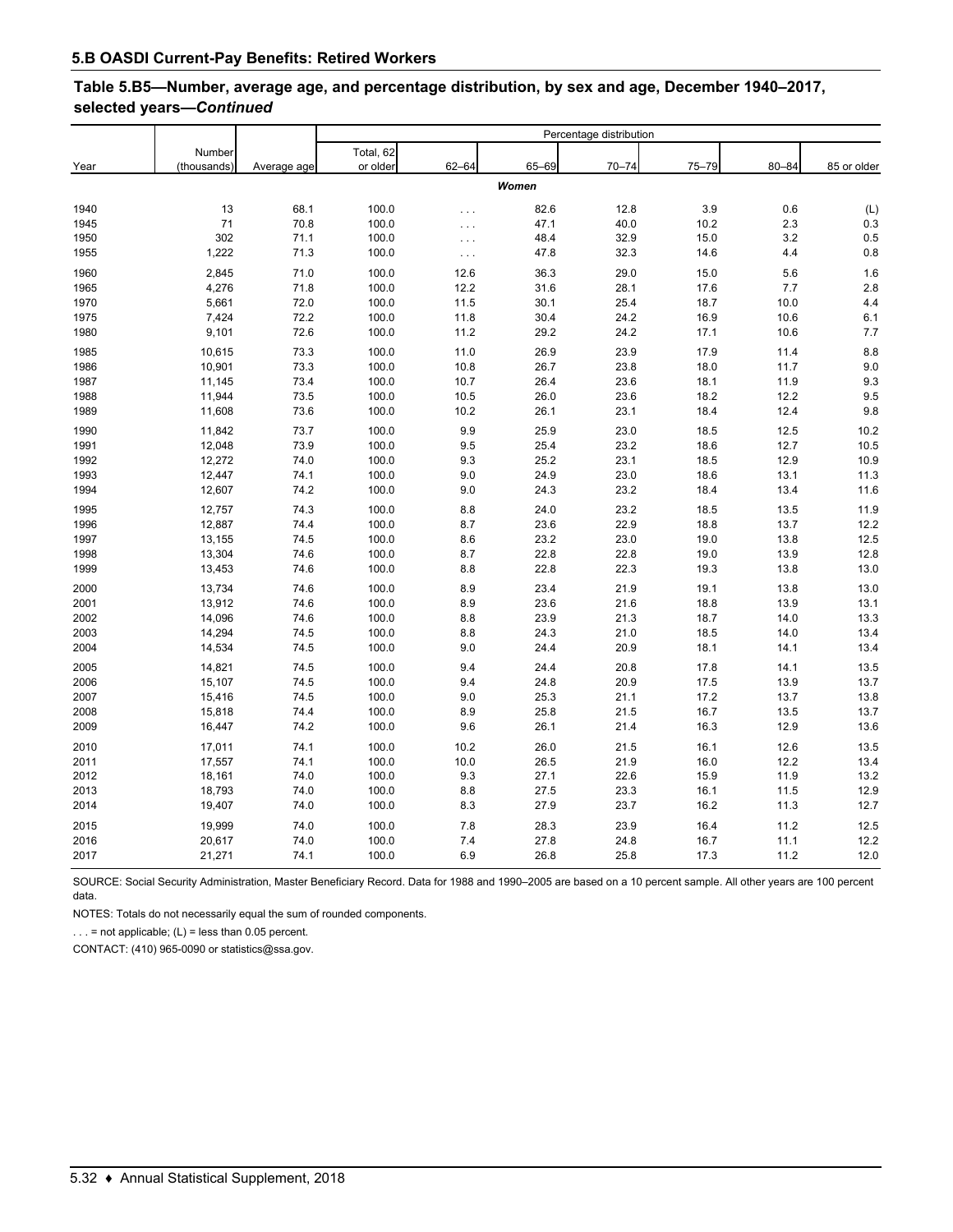**5.B OASDI Current-Pay Benefits: Retired Workers**

## Table 5.B5—Number, average age, and percentage distribution, by sex and age, December 1940–2017, selected years—*Continued*

| Year | Number (thousands) | Average age | Percentage distribution | | | | | | |
|---|---|---|---|---|---|---|---|---|---|
| | | | Total, 62 or older | 62–64 | 65–69 | 70–74 | 75–79 | 80–84 | 85 or older |
| | | | | | *Women* | | | | |
| 1940 | 13 | 68.1 | 100.0 | . . . | 82.6 | 12.8 | 3.9 | 0.6 | (L) |
| 1945 | 71 | 70.8 | 100.0 | . . . | 47.1 | 40.0 | 10.2 | 2.3 | 0.3 |
| 1950 | 302 | 71.1 | 100.0 | . . . | 48.4 | 32.9 | 15.0 | 3.2 | 0.5 |
| 1955 | 1,222 | 71.3 | 100.0 | . . . | 47.8 | 32.3 | 14.6 | 4.4 | 0.8 |
| 1960 | 2,845 | 71.0 | 100.0 | 12.6 | 36.3 | 29.0 | 15.0 | 5.6 | 1.6 |
| 1965 | 4,276 | 71.8 | 100.0 | 12.2 | 31.6 | 28.1 | 17.6 | 7.7 | 2.8 |
| 1970 | 5,661 | 72.0 | 100.0 | 11.5 | 30.1 | 25.4 | 18.7 | 10.0 | 4.4 |
| 1975 | 7,424 | 72.2 | 100.0 | 11.8 | 30.4 | 24.2 | 16.9 | 10.6 | 6.1 |
| 1980 | 9,101 | 72.6 | 100.0 | 11.2 | 29.2 | 24.2 | 17.1 | 10.6 | 7.7 |
| 1985 | 10,615 | 73.3 | 100.0 | 11.0 | 26.9 | 23.9 | 17.9 | 11.4 | 8.8 |
| 1986 | 10,901 | 73.3 | 100.0 | 10.8 | 26.7 | 23.8 | 18.0 | 11.7 | 9.0 |
| 1987 | 11,145 | 73.4 | 100.0 | 10.7 | 26.4 | 23.6 | 18.1 | 11.9 | 9.3 |
| 1988 | 11,944 | 73.5 | 100.0 | 10.5 | 26.0 | 23.6 | 18.2 | 12.2 | 9.5 |
| 1989 | 11,608 | 73.6 | 100.0 | 10.2 | 26.1 | 23.1 | 18.4 | 12.4 | 9.8 |
| 1990 | 11,842 | 73.7 | 100.0 | 9.9 | 25.9 | 23.0 | 18.5 | 12.5 | 10.2 |
| 1991 | 12,048 | 73.9 | 100.0 | 9.5 | 25.4 | 23.2 | 18.6 | 12.7 | 10.5 |
| 1992 | 12,272 | 74.0 | 100.0 | 9.3 | 25.2 | 23.1 | 18.5 | 12.9 | 10.9 |
| 1993 | 12,447 | 74.1 | 100.0 | 9.0 | 24.9 | 23.0 | 18.6 | 13.1 | 11.3 |
| 1994 | 12,607 | 74.2 | 100.0 | 9.0 | 24.3 | 23.2 | 18.4 | 13.4 | 11.6 |
| 1995 | 12,757 | 74.3 | 100.0 | 8.8 | 24.0 | 23.2 | 18.5 | 13.5 | 11.9 |
| 1996 | 12,887 | 74.4 | 100.0 | 8.7 | 23.6 | 22.9 | 18.8 | 13.7 | 12.2 |
| 1997 | 13,155 | 74.5 | 100.0 | 8.6 | 23.2 | 23.0 | 19.0 | 13.8 | 12.5 |
| 1998 | 13,304 | 74.6 | 100.0 | 8.7 | 22.8 | 22.8 | 19.0 | 13.9 | 12.8 |
| 1999 | 13,453 | 74.6 | 100.0 | 8.8 | 22.8 | 22.3 | 19.3 | 13.8 | 13.0 |
| 2000 | 13,734 | 74.6 | 100.0 | 8.9 | 23.4 | 21.9 | 19.1 | 13.8 | 13.0 |
| 2001 | 13,912 | 74.6 | 100.0 | 8.9 | 23.6 | 21.6 | 18.8 | 13.9 | 13.1 |
| 2002 | 14,096 | 74.6 | 100.0 | 8.8 | 23.9 | 21.3 | 18.7 | 14.0 | 13.3 |
| 2003 | 14,294 | 74.5 | 100.0 | 8.8 | 24.3 | 21.0 | 18.5 | 14.0 | 13.4 |
| 2004 | 14,534 | 74.5 | 100.0 | 9.0 | 24.4 | 20.9 | 18.1 | 14.1 | 13.4 |
| 2005 | 14,821 | 74.5 | 100.0 | 9.4 | 24.4 | 20.8 | 17.8 | 14.1 | 13.5 |
| 2006 | 15,107 | 74.5 | 100.0 | 9.4 | 24.8 | 20.9 | 17.5 | 13.9 | 13.7 |
| 2007 | 15,416 | 74.5 | 100.0 | 9.0 | 25.3 | 21.1 | 17.2 | 13.7 | 13.8 |
| 2008 | 15,818 | 74.4 | 100.0 | 8.9 | 25.8 | 21.5 | 16.7 | 13.5 | 13.7 |
| 2009 | 16,447 | 74.2 | 100.0 | 9.6 | 26.1 | 21.4 | 16.3 | 12.9 | 13.6 |
| 2010 | 17,011 | 74.1 | 100.0 | 10.2 | 26.0 | 21.5 | 16.1 | 12.6 | 13.5 |
| 2011 | 17,557 | 74.1 | 100.0 | 10.0 | 26.5 | 21.9 | 16.0 | 12.2 | 13.4 |
| 2012 | 18,161 | 74.0 | 100.0 | 9.3 | 27.1 | 22.6 | 15.9 | 11.9 | 13.2 |
| 2013 | 18,793 | 74.0 | 100.0 | 8.8 | 27.5 | 23.3 | 16.1 | 11.5 | 12.9 |
| 2014 | 19,407 | 74.0 | 100.0 | 8.3 | 27.9 | 23.7 | 16.2 | 11.3 | 12.7 |
| 2015 | 19,999 | 74.0 | 100.0 | 7.8 | 28.3 | 23.9 | 16.4 | 11.2 | 12.5 |
| 2016 | 20,617 | 74.0 | 100.0 | 7.4 | 27.8 | 24.8 | 16.7 | 11.1 | 12.2 |
| 2017 | 21,271 | 74.1 | 100.0 | 6.9 | 26.8 | 25.8 | 17.3 | 11.2 | 12.0 |

SOURCE: Social Security Administration, Master Beneficiary Record. Data for 1988 and 1990–2005 are based on a 10 percent sample. All other years are 100 percent data.

NOTES: Totals do not necessarily equal the sum of rounded components.

. . . = not applicable; (L) = less than 0.05 percent.

CONTACT: (410) 965-0090 or statistics@ssa.gov.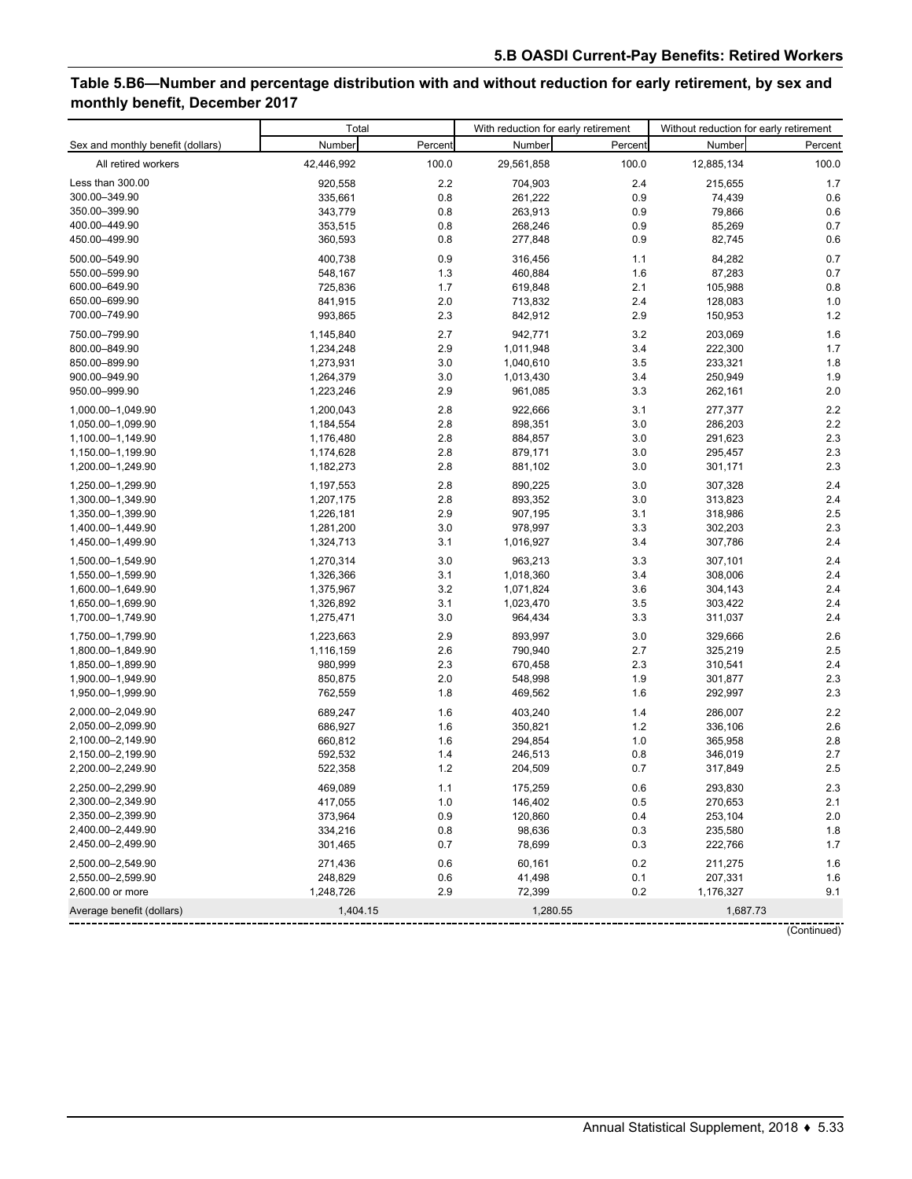## Table 5.B6—Number and percentage distribution with and without reduction for early retirement, by sex and monthly benefit, December 2017

| Sex and monthly benefit (dollars) | Total | | With reduction for early retirement | | Without reduction for early retirement | |
|---|---|---|---|---|---|---|
| | Number | Percent | Number | Percent | Number | Percent |
| All retired workers | 42,446,992 | 100.0 | 29,561,858 | 100.0 | 12,885,134 | 100.0 |
| Less than 300.00 | 920,558 | 2.2 | 704,903 | 2.4 | 215,655 | 1.7 |
| 300.00–349.90 | 335,661 | 0.8 | 261,222 | 0.9 | 74,439 | 0.6 |
| 350.00–399.90 | 343,779 | 0.8 | 263,913 | 0.9 | 79,866 | 0.6 |
| 400.00–449.90 | 353,515 | 0.8 | 268,246 | 0.9 | 85,269 | 0.7 |
| 450.00–499.90 | 360,593 | 0.8 | 277,848 | 0.9 | 82,745 | 0.6 |
| 500.00–549.90 | 400,738 | 0.9 | 316,456 | 1.1 | 84,282 | 0.7 |
| 550.00–599.90 | 548,167 | 1.3 | 460,884 | 1.6 | 87,283 | 0.7 |
| 600.00–649.90 | 725,836 | 1.7 | 619,848 | 2.1 | 105,988 | 0.8 |
| 650.00–699.90 | 841,915 | 2.0 | 713,832 | 2.4 | 128,083 | 1.0 |
| 700.00–749.90 | 993,865 | 2.3 | 842,912 | 2.9 | 150,953 | 1.2 |
| 750.00–799.90 | 1,145,840 | 2.7 | 942,771 | 3.2 | 203,069 | 1.6 |
| 800.00–849.90 | 1,234,248 | 2.9 | 1,011,948 | 3.4 | 222,300 | 1.7 |
| 850.00–899.90 | 1,273,931 | 3.0 | 1,040,610 | 3.5 | 233,321 | 1.8 |
| 900.00–949.90 | 1,264,379 | 3.0 | 1,013,430 | 3.4 | 250,949 | 1.9 |
| 950.00–999.90 | 1,223,246 | 2.9 | 961,085 | 3.3 | 262,161 | 2.0 |
| 1,000.00–1,049.90 | 1,200,043 | 2.8 | 922,666 | 3.1 | 277,377 | 2.2 |
| 1,050.00–1,099.90 | 1,184,554 | 2.8 | 898,351 | 3.0 | 286,203 | 2.2 |
| 1,100.00–1,149.90 | 1,176,480 | 2.8 | 884,857 | 3.0 | 291,623 | 2.3 |
| 1,150.00–1,199.90 | 1,174,628 | 2.8 | 879,171 | 3.0 | 295,457 | 2.3 |
| 1,200.00–1,249.90 | 1,182,273 | 2.8 | 881,102 | 3.0 | 301,171 | 2.3 |
| 1,250.00–1,299.90 | 1,197,553 | 2.8 | 890,225 | 3.0 | 307,328 | 2.4 |
| 1,300.00–1,349.90 | 1,207,175 | 2.8 | 893,352 | 3.0 | 313,823 | 2.4 |
| 1,350.00–1,399.90 | 1,226,181 | 2.9 | 907,195 | 3.1 | 318,986 | 2.5 |
| 1,400.00–1,449.90 | 1,281,200 | 3.0 | 978,997 | 3.3 | 302,203 | 2.3 |
| 1,450.00–1,499.90 | 1,324,713 | 3.1 | 1,016,927 | 3.4 | 307,786 | 2.4 |
| 1,500.00–1,549.90 | 1,270,314 | 3.0 | 963,213 | 3.3 | 307,101 | 2.4 |
| 1,550.00–1,599.90 | 1,326,366 | 3.1 | 1,018,360 | 3.4 | 308,006 | 2.4 |
| 1,600.00–1,649.90 | 1,375,967 | 3.2 | 1,071,824 | 3.6 | 304,143 | 2.4 |
| 1,650.00–1,699.90 | 1,326,892 | 3.1 | 1,023,470 | 3.5 | 303,422 | 2.4 |
| 1,700.00–1,749.90 | 1,275,471 | 3.0 | 964,434 | 3.3 | 311,037 | 2.4 |
| 1,750.00–1,799.90 | 1,223,663 | 2.9 | 893,997 | 3.0 | 329,666 | 2.6 |
| 1,800.00–1,849.90 | 1,116,159 | 2.6 | 790,940 | 2.7 | 325,219 | 2.5 |
| 1,850.00–1,899.90 | 980,999 | 2.3 | 670,458 | 2.3 | 310,541 | 2.4 |
| 1,900.00–1,949.90 | 850,875 | 2.0 | 548,998 | 1.9 | 301,877 | 2.3 |
| 1,950.00–1,999.90 | 762,559 | 1.8 | 469,562 | 1.6 | 292,997 | 2.3 |
| 2,000.00–2,049.90 | 689,247 | 1.6 | 403,240 | 1.4 | 286,007 | 2.2 |
| 2,050.00–2,099.90 | 686,927 | 1.6 | 350,821 | 1.2 | 336,106 | 2.6 |
| 2,100.00–2,149.90 | 660,812 | 1.6 | 294,854 | 1.0 | 365,958 | 2.8 |
| 2,150.00–2,199.90 | 592,532 | 1.4 | 246,513 | 0.8 | 346,019 | 2.7 |
| 2,200.00–2,249.90 | 522,358 | 1.2 | 204,509 | 0.7 | 317,849 | 2.5 |
| 2,250.00–2,299.90 | 469,089 | 1.1 | 175,259 | 0.6 | 293,830 | 2.3 |
| 2,300.00–2,349.90 | 417,055 | 1.0 | 146,402 | 0.5 | 270,653 | 2.1 |
| 2,350.00–2,399.90 | 373,964 | 0.9 | 120,860 | 0.4 | 253,104 | 2.0 |
| 2,400.00–2,449.90 | 334,216 | 0.8 | 98,636 | 0.3 | 235,580 | 1.8 |
| 2,450.00–2,499.90 | 301,465 | 0.7 | 78,699 | 0.3 | 222,766 | 1.7 |
| 2,500.00–2,549.90 | 271,436 | 0.6 | 60,161 | 0.2 | 211,275 | 1.6 |
| 2,550.00–2,599.90 | 248,829 | 0.6 | 41,498 | 0.1 | 207,331 | 1.6 |
| 2,600.00 or more | 1,248,726 | 2.9 | 72,399 | 0.2 | 1,176,327 | 9.1 |
| Average benefit (dollars) | 1,404.15 | | 1,280.55 | | 1,687.73 | |

(Continued)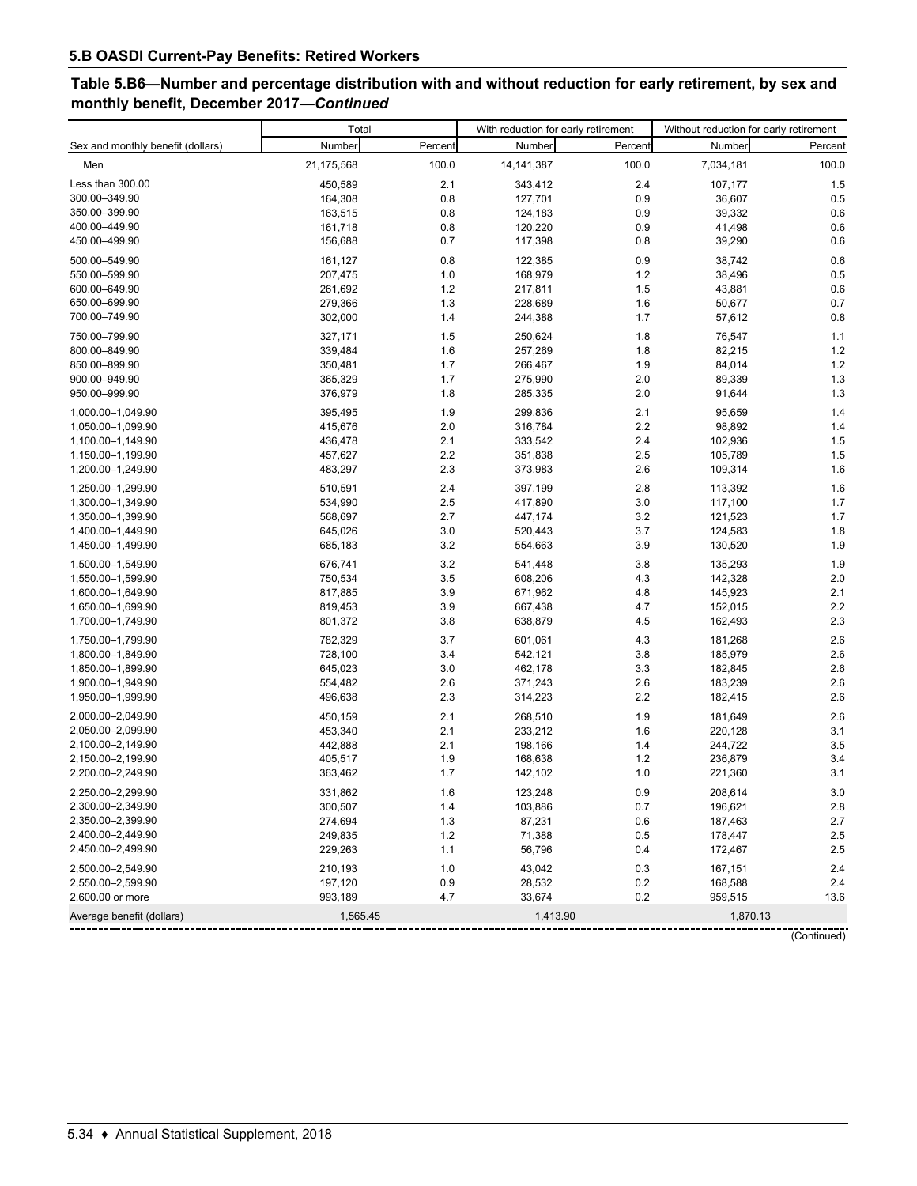## 5.B OASDI Current-Pay Benefits: Retired Workers

### Table 5.B6—Number and percentage distribution with and without reduction for early retirement, by sex and monthly benefit, December 2017—*Continued*

| Sex and monthly benefit (dollars) | Total | | With reduction for early retirement | | Without reduction for early retirement | |
|---|---|---|---|---|---|---|
| | Number | Percent | Number | Percent | Number | Percent |
| Men | 21,175,568 | 100.0 | 14,141,387 | 100.0 | 7,034,181 | 100.0 |
| Less than 300.00 | 450,589 | 2.1 | 343,412 | 2.4 | 107,177 | 1.5 |
| 300.00–349.90 | 164,308 | 0.8 | 127,701 | 0.9 | 36,607 | 0.5 |
| 350.00–399.90 | 163,515 | 0.8 | 124,183 | 0.9 | 39,332 | 0.6 |
| 400.00–449.90 | 161,718 | 0.8 | 120,220 | 0.9 | 41,498 | 0.6 |
| 450.00–499.90 | 156,688 | 0.7 | 117,398 | 0.8 | 39,290 | 0.6 |
| 500.00–549.90 | 161,127 | 0.8 | 122,385 | 0.9 | 38,742 | 0.6 |
| 550.00–599.90 | 207,475 | 1.0 | 168,979 | 1.2 | 38,496 | 0.5 |
| 600.00–649.90 | 261,692 | 1.2 | 217,811 | 1.5 | 43,881 | 0.6 |
| 650.00–699.90 | 279,366 | 1.3 | 228,689 | 1.6 | 50,677 | 0.7 |
| 700.00–749.90 | 302,000 | 1.4 | 244,388 | 1.7 | 57,612 | 0.8 |
| 750.00–799.90 | 327,171 | 1.5 | 250,624 | 1.8 | 76,547 | 1.1 |
| 800.00–849.90 | 339,484 | 1.6 | 257,269 | 1.8 | 82,215 | 1.2 |
| 850.00–899.90 | 350,481 | 1.7 | 266,467 | 1.9 | 84,014 | 1.2 |
| 900.00–949.90 | 365,329 | 1.7 | 275,990 | 2.0 | 89,339 | 1.3 |
| 950.00–999.90 | 376,979 | 1.8 | 285,335 | 2.0 | 91,644 | 1.3 |
| 1,000.00–1,049.90 | 395,495 | 1.9 | 299,836 | 2.1 | 95,659 | 1.4 |
| 1,050.00–1,099.90 | 415,676 | 2.0 | 316,784 | 2.2 | 98,892 | 1.4 |
| 1,100.00–1,149.90 | 436,478 | 2.1 | 333,542 | 2.4 | 102,936 | 1.5 |
| 1,150.00–1,199.90 | 457,627 | 2.2 | 351,838 | 2.5 | 105,789 | 1.5 |
| 1,200.00–1,249.90 | 483,297 | 2.3 | 373,983 | 2.6 | 109,314 | 1.6 |
| 1,250.00–1,299.90 | 510,591 | 2.4 | 397,199 | 2.8 | 113,392 | 1.6 |
| 1,300.00–1,349.90 | 534,990 | 2.5 | 417,890 | 3.0 | 117,100 | 1.7 |
| 1,350.00–1,399.90 | 568,697 | 2.7 | 447,174 | 3.2 | 121,523 | 1.7 |
| 1,400.00–1,449.90 | 645,026 | 3.0 | 520,443 | 3.7 | 124,583 | 1.8 |
| 1,450.00–1,499.90 | 685,183 | 3.2 | 554,663 | 3.9 | 130,520 | 1.9 |
| 1,500.00–1,549.90 | 676,741 | 3.2 | 541,448 | 3.8 | 135,293 | 1.9 |
| 1,550.00–1,599.90 | 750,534 | 3.5 | 608,206 | 4.3 | 142,328 | 2.0 |
| 1,600.00–1,649.90 | 817,885 | 3.9 | 671,962 | 4.8 | 145,923 | 2.1 |
| 1,650.00–1,699.90 | 819,453 | 3.9 | 667,438 | 4.7 | 152,015 | 2.2 |
| 1,700.00–1,749.90 | 801,372 | 3.8 | 638,879 | 4.5 | 162,493 | 2.3 |
| 1,750.00–1,799.90 | 782,329 | 3.7 | 601,061 | 4.3 | 181,268 | 2.6 |
| 1,800.00–1,849.90 | 728,100 | 3.4 | 542,121 | 3.8 | 185,979 | 2.6 |
| 1,850.00–1,899.90 | 645,023 | 3.0 | 462,178 | 3.3 | 182,845 | 2.6 |
| 1,900.00–1,949.90 | 554,482 | 2.6 | 371,243 | 2.6 | 183,239 | 2.6 |
| 1,950.00–1,999.90 | 496,638 | 2.3 | 314,223 | 2.2 | 182,415 | 2.6 |
| 2,000.00–2,049.90 | 450,159 | 2.1 | 268,510 | 1.9 | 181,649 | 2.6 |
| 2,050.00–2,099.90 | 453,340 | 2.1 | 233,212 | 1.6 | 220,128 | 3.1 |
| 2,100.00–2,149.90 | 442,888 | 2.1 | 198,166 | 1.4 | 244,722 | 3.5 |
| 2,150.00–2,199.90 | 405,517 | 1.9 | 168,638 | 1.2 | 236,879 | 3.4 |
| 2,200.00–2,249.90 | 363,462 | 1.7 | 142,102 | 1.0 | 221,360 | 3.1 |
| 2,250.00–2,299.90 | 331,862 | 1.6 | 123,248 | 0.9 | 208,614 | 3.0 |
| 2,300.00–2,349.90 | 300,507 | 1.4 | 103,886 | 0.7 | 196,621 | 2.8 |
| 2,350.00–2,399.90 | 274,694 | 1.3 | 87,231 | 0.6 | 187,463 | 2.7 |
| 2,400.00–2,449.90 | 249,835 | 1.2 | 71,388 | 0.5 | 178,447 | 2.5 |
| 2,450.00–2,499.90 | 229,263 | 1.1 | 56,796 | 0.4 | 172,467 | 2.5 |
| 2,500.00–2,549.90 | 210,193 | 1.0 | 43,042 | 0.3 | 167,151 | 2.4 |
| 2,550.00–2,599.90 | 197,120 | 0.9 | 28,532 | 0.2 | 168,588 | 2.4 |
| 2,600.00 or more | 993,189 | 4.7 | 33,674 | 0.2 | 959,515 | 13.6 |
| Average benefit (dollars) | 1,565.45 | | 1,413.90 | | 1,870.13 | |

(Continued)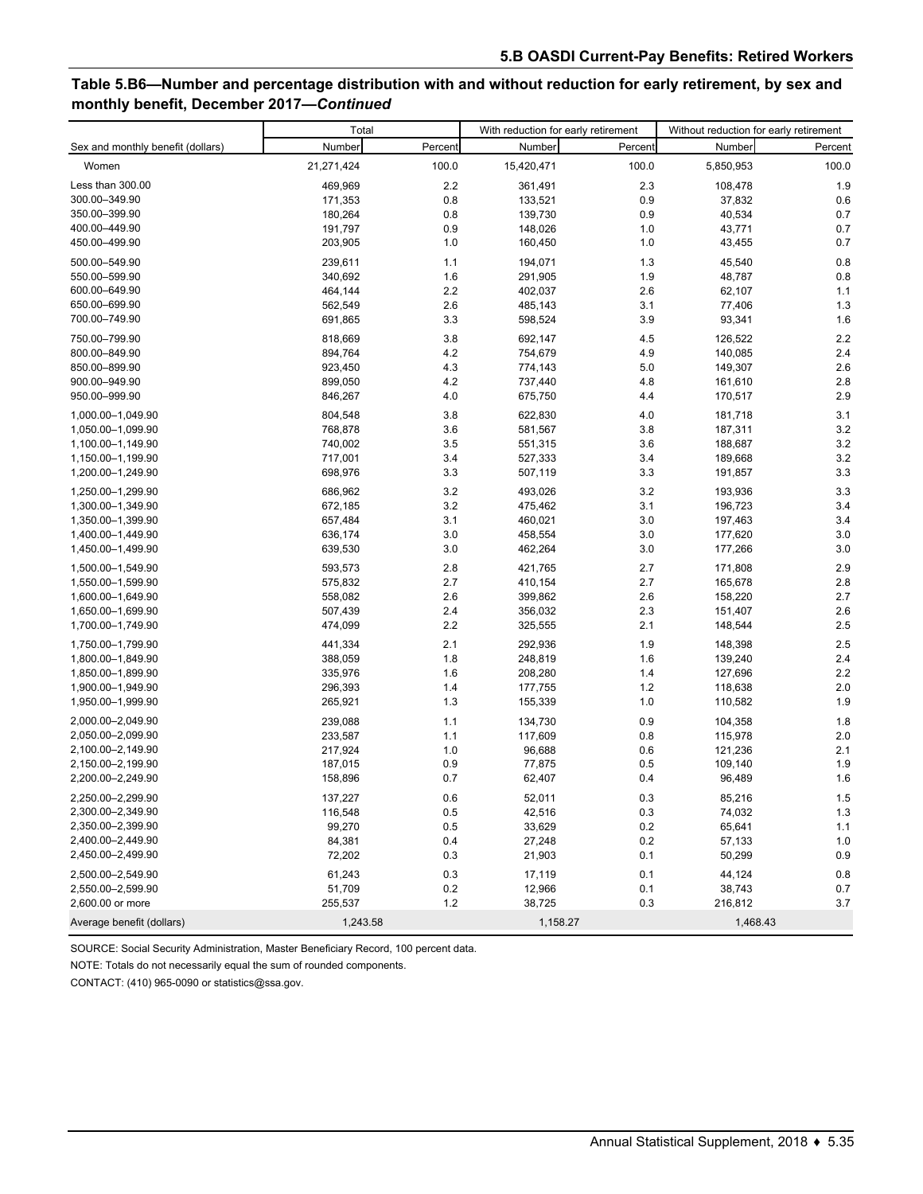## Table 5.B6—Number and percentage distribution with and without reduction for early retirement, by sex and monthly benefit, December 2017—*Continued*

| Sex and monthly benefit (dollars) | Total | | With reduction for early retirement | | Without reduction for early retirement | |
|---|---|---|---|---|---|---|
| | Number | Percent | Number | Percent | Number | Percent |
| Women | 21,271,424 | 100.0 | 15,420,471 | 100.0 | 5,850,953 | 100.0 |
| Less than 300.00 | 469,969 | 2.2 | 361,491 | 2.3 | 108,478 | 1.9 |
| 300.00–349.90 | 171,353 | 0.8 | 133,521 | 0.9 | 37,832 | 0.6 |
| 350.00–399.90 | 180,264 | 0.8 | 139,730 | 0.9 | 40,534 | 0.7 |
| 400.00–449.90 | 191,797 | 0.9 | 148,026 | 1.0 | 43,771 | 0.7 |
| 450.00–499.90 | 203,905 | 1.0 | 160,450 | 1.0 | 43,455 | 0.7 |
| 500.00–549.90 | 239,611 | 1.1 | 194,071 | 1.3 | 45,540 | 0.8 |
| 550.00–599.90 | 340,692 | 1.6 | 291,905 | 1.9 | 48,787 | 0.8 |
| 600.00–649.90 | 464,144 | 2.2 | 402,037 | 2.6 | 62,107 | 1.1 |
| 650.00–699.90 | 562,549 | 2.6 | 485,143 | 3.1 | 77,406 | 1.3 |
| 700.00–749.90 | 691,865 | 3.3 | 598,524 | 3.9 | 93,341 | 1.6 |
| 750.00–799.90 | 818,669 | 3.8 | 692,147 | 4.5 | 126,522 | 2.2 |
| 800.00–849.90 | 894,764 | 4.2 | 754,679 | 4.9 | 140,085 | 2.4 |
| 850.00–899.90 | 923,450 | 4.3 | 774,143 | 5.0 | 149,307 | 2.6 |
| 900.00–949.90 | 899,050 | 4.2 | 737,440 | 4.8 | 161,610 | 2.8 |
| 950.00–999.90 | 846,267 | 4.0 | 675,750 | 4.4 | 170,517 | 2.9 |
| 1,000.00–1,049.90 | 804,548 | 3.8 | 622,830 | 4.0 | 181,718 | 3.1 |
| 1,050.00–1,099.90 | 768,878 | 3.6 | 581,567 | 3.8 | 187,311 | 3.2 |
| 1,100.00–1,149.90 | 740,002 | 3.5 | 551,315 | 3.6 | 188,687 | 3.2 |
| 1,150.00–1,199.90 | 717,001 | 3.4 | 527,333 | 3.4 | 189,668 | 3.2 |
| 1,200.00–1,249.90 | 698,976 | 3.3 | 507,119 | 3.3 | 191,857 | 3.3 |
| 1,250.00–1,299.90 | 686,962 | 3.2 | 493,026 | 3.2 | 193,936 | 3.3 |
| 1,300.00–1,349.90 | 672,185 | 3.2 | 475,462 | 3.1 | 196,723 | 3.4 |
| 1,350.00–1,399.90 | 657,484 | 3.1 | 460,021 | 3.0 | 197,463 | 3.4 |
| 1,400.00–1,449.90 | 636,174 | 3.0 | 458,554 | 3.0 | 177,620 | 3.0 |
| 1,450.00–1,499.90 | 639,530 | 3.0 | 462,264 | 3.0 | 177,266 | 3.0 |
| 1,500.00–1,549.90 | 593,573 | 2.8 | 421,765 | 2.7 | 171,808 | 2.9 |
| 1,550.00–1,599.90 | 575,832 | 2.7 | 410,154 | 2.7 | 165,678 | 2.8 |
| 1,600.00–1,649.90 | 558,082 | 2.6 | 399,862 | 2.6 | 158,220 | 2.7 |
| 1,650.00–1,699.90 | 507,439 | 2.4 | 356,032 | 2.3 | 151,407 | 2.6 |
| 1,700.00–1,749.90 | 474,099 | 2.2 | 325,555 | 2.1 | 148,544 | 2.5 |
| 1,750.00–1,799.90 | 441,334 | 2.1 | 292,936 | 1.9 | 148,398 | 2.5 |
| 1,800.00–1,849.90 | 388,059 | 1.8 | 248,819 | 1.6 | 139,240 | 2.4 |
| 1,850.00–1,899.90 | 335,976 | 1.6 | 208,280 | 1.4 | 127,696 | 2.2 |
| 1,900.00–1,949.90 | 296,393 | 1.4 | 177,755 | 1.2 | 118,638 | 2.0 |
| 1,950.00–1,999.90 | 265,921 | 1.3 | 155,339 | 1.0 | 110,582 | 1.9 |
| 2,000.00–2,049.90 | 239,088 | 1.1 | 134,730 | 0.9 | 104,358 | 1.8 |
| 2,050.00–2,099.90 | 233,587 | 1.1 | 117,609 | 0.8 | 115,978 | 2.0 |
| 2,100.00–2,149.90 | 217,924 | 1.0 | 96,688 | 0.6 | 121,236 | 2.1 |
| 2,150.00–2,199.90 | 187,015 | 0.9 | 77,875 | 0.5 | 109,140 | 1.9 |
| 2,200.00–2,249.90 | 158,896 | 0.7 | 62,407 | 0.4 | 96,489 | 1.6 |
| 2,250.00–2,299.90 | 137,227 | 0.6 | 52,011 | 0.3 | 85,216 | 1.5 |
| 2,300.00–2,349.90 | 116,548 | 0.5 | 42,516 | 0.3 | 74,032 | 1.3 |
| 2,350.00–2,399.90 | 99,270 | 0.5 | 33,629 | 0.2 | 65,641 | 1.1 |
| 2,400.00–2,449.90 | 84,381 | 0.4 | 27,248 | 0.2 | 57,133 | 1.0 |
| 2,450.00–2,499.90 | 72,202 | 0.3 | 21,903 | 0.1 | 50,299 | 0.9 |
| 2,500.00–2,549.90 | 61,243 | 0.3 | 17,119 | 0.1 | 44,124 | 0.8 |
| 2,550.00–2,599.90 | 51,709 | 0.2 | 12,966 | 0.1 | 38,743 | 0.7 |
| 2,600.00 or more | 255,537 | 1.2 | 38,725 | 0.3 | 216,812 | 3.7 |
| Average benefit (dollars) | 1,243.58 | | 1,158.27 | | 1,468.43 | |

SOURCE: Social Security Administration, Master Beneficiary Record, 100 percent data.

NOTE: Totals do not necessarily equal the sum of rounded components.

CONTACT: (410) 965-0090 or statistics@ssa.gov.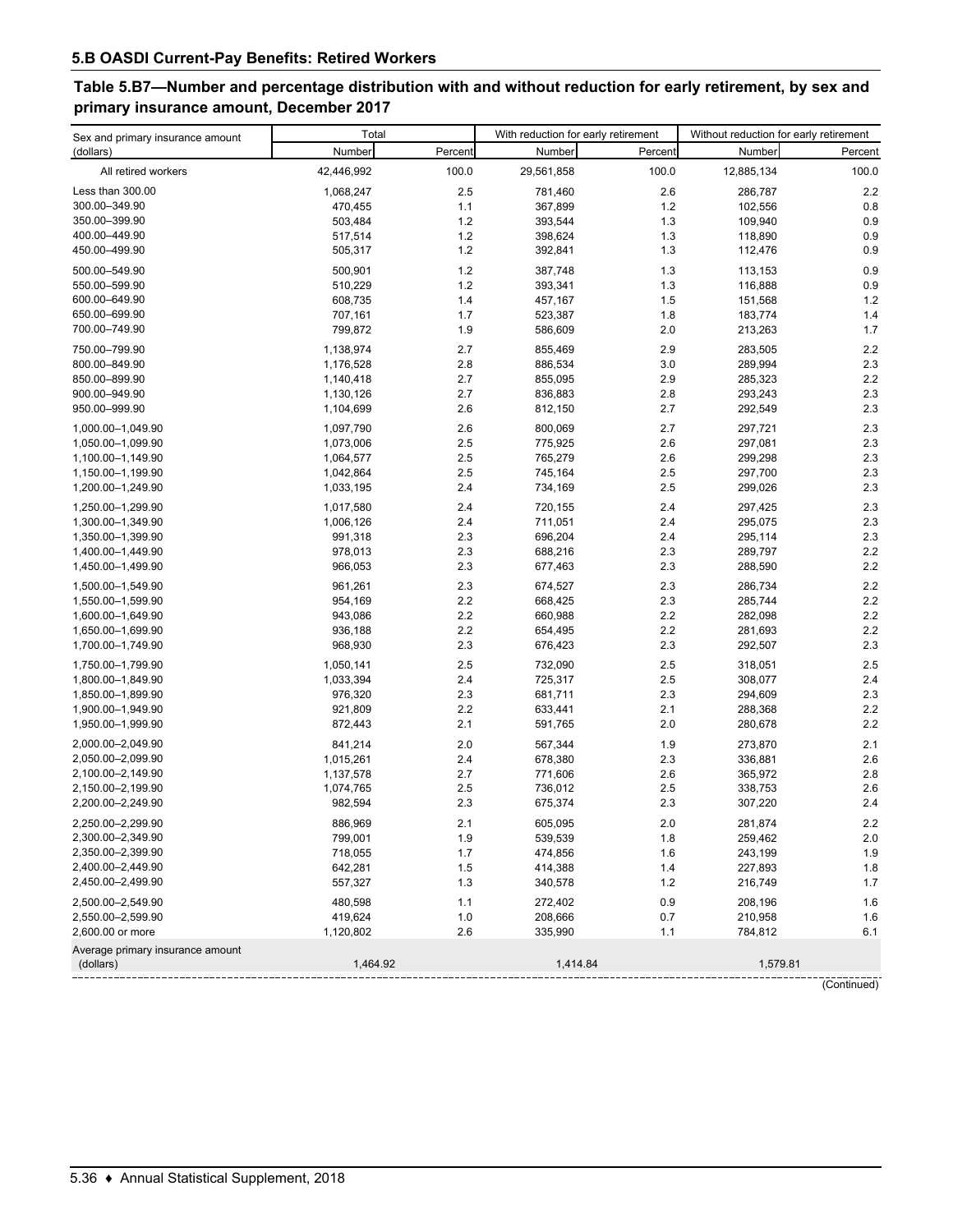## 5.B OASDI Current-Pay Benefits: Retired Workers

### Table 5.B7—Number and percentage distribution with and without reduction for early retirement, by sex and primary insurance amount, December 2017

| Sex and primary insurance amount (dollars) | Total | | With reduction for early retirement | | Without reduction for early retirement | |
|---|---|---|---|---|---|---|
| | Number | Percent | Number | Percent | Number | Percent |
| All retired workers | 42,446,992 | 100.0 | 29,561,858 | 100.0 | 12,885,134 | 100.0 |
| Less than 300.00 | 1,068,247 | 2.5 | 781,460 | 2.6 | 286,787 | 2.2 |
| 300.00–349.90 | 470,455 | 1.1 | 367,899 | 1.2 | 102,556 | 0.8 |
| 350.00–399.90 | 503,484 | 1.2 | 393,544 | 1.3 | 109,940 | 0.9 |
| 400.00–449.90 | 517,514 | 1.2 | 398,624 | 1.3 | 118,890 | 0.9 |
| 450.00–499.90 | 505,317 | 1.2 | 392,841 | 1.3 | 112,476 | 0.9 |
| 500.00–549.90 | 500,901 | 1.2 | 387,748 | 1.3 | 113,153 | 0.9 |
| 550.00–599.90 | 510,229 | 1.2 | 393,341 | 1.3 | 116,888 | 0.9 |
| 600.00–649.90 | 608,735 | 1.4 | 457,167 | 1.5 | 151,568 | 1.2 |
| 650.00–699.90 | 707,161 | 1.7 | 523,387 | 1.8 | 183,774 | 1.4 |
| 700.00–749.90 | 799,872 | 1.9 | 586,609 | 2.0 | 213,263 | 1.7 |
| 750.00–799.90 | 1,138,974 | 2.7 | 855,469 | 2.9 | 283,505 | 2.2 |
| 800.00–849.90 | 1,176,528 | 2.8 | 886,534 | 3.0 | 289,994 | 2.3 |
| 850.00–899.90 | 1,140,418 | 2.7 | 855,095 | 2.9 | 285,323 | 2.2 |
| 900.00–949.90 | 1,130,126 | 2.7 | 836,883 | 2.8 | 293,243 | 2.3 |
| 950.00–999.90 | 1,104,699 | 2.6 | 812,150 | 2.7 | 292,549 | 2.3 |
| 1,000.00–1,049.90 | 1,097,790 | 2.6 | 800,069 | 2.7 | 297,721 | 2.3 |
| 1,050.00–1,099.90 | 1,073,006 | 2.5 | 775,925 | 2.6 | 297,081 | 2.3 |
| 1,100.00–1,149.90 | 1,064,577 | 2.5 | 765,279 | 2.6 | 299,298 | 2.3 |
| 1,150.00–1,199.90 | 1,042,864 | 2.5 | 745,164 | 2.5 | 297,700 | 2.3 |
| 1,200.00–1,249.90 | 1,033,195 | 2.4 | 734,169 | 2.5 | 299,026 | 2.3 |
| 1,250.00–1,299.90 | 1,017,580 | 2.4 | 720,155 | 2.4 | 297,425 | 2.3 |
| 1,300.00–1,349.90 | 1,006,126 | 2.4 | 711,051 | 2.4 | 295,075 | 2.3 |
| 1,350.00–1,399.90 | 991,318 | 2.3 | 696,204 | 2.4 | 295,114 | 2.3 |
| 1,400.00–1,449.90 | 978,013 | 2.3 | 688,216 | 2.3 | 289,797 | 2.2 |
| 1,450.00–1,499.90 | 966,053 | 2.3 | 677,463 | 2.3 | 288,590 | 2.2 |
| 1,500.00–1,549.90 | 961,261 | 2.3 | 674,527 | 2.3 | 286,734 | 2.2 |
| 1,550.00–1,599.90 | 954,169 | 2.2 | 668,425 | 2.3 | 285,744 | 2.2 |
| 1,600.00–1,649.90 | 943,086 | 2.2 | 660,988 | 2.2 | 282,098 | 2.2 |
| 1,650.00–1,699.90 | 936,188 | 2.2 | 654,495 | 2.2 | 281,693 | 2.2 |
| 1,700.00–1,749.90 | 968,930 | 2.3 | 676,423 | 2.3 | 292,507 | 2.3 |
| 1,750.00–1,799.90 | 1,050,141 | 2.5 | 732,090 | 2.5 | 318,051 | 2.5 |
| 1,800.00–1,849.90 | 1,033,394 | 2.4 | 725,317 | 2.5 | 308,077 | 2.4 |
| 1,850.00–1,899.90 | 976,320 | 2.3 | 681,711 | 2.3 | 294,609 | 2.3 |
| 1,900.00–1,949.90 | 921,809 | 2.2 | 633,441 | 2.1 | 288,368 | 2.2 |
| 1,950.00–1,999.90 | 872,443 | 2.1 | 591,765 | 2.0 | 280,678 | 2.2 |
| 2,000.00–2,049.90 | 841,214 | 2.0 | 567,344 | 1.9 | 273,870 | 2.1 |
| 2,050.00–2,099.90 | 1,015,261 | 2.4 | 678,380 | 2.3 | 336,881 | 2.6 |
| 2,100.00–2,149.90 | 1,137,578 | 2.7 | 771,606 | 2.6 | 365,972 | 2.8 |
| 2,150.00–2,199.90 | 1,074,765 | 2.5 | 736,012 | 2.5 | 338,753 | 2.6 |
| 2,200.00–2,249.90 | 982,594 | 2.3 | 675,374 | 2.3 | 307,220 | 2.4 |
| 2,250.00–2,299.90 | 886,969 | 2.1 | 605,095 | 2.0 | 281,874 | 2.2 |
| 2,300.00–2,349.90 | 799,001 | 1.9 | 539,539 | 1.8 | 259,462 | 2.0 |
| 2,350.00–2,399.90 | 718,055 | 1.7 | 474,856 | 1.6 | 243,199 | 1.9 |
| 2,400.00–2,449.90 | 642,281 | 1.5 | 414,388 | 1.4 | 227,893 | 1.8 |
| 2,450.00–2,499.90 | 557,327 | 1.3 | 340,578 | 1.2 | 216,749 | 1.7 |
| 2,500.00–2,549.90 | 480,598 | 1.1 | 272,402 | 0.9 | 208,196 | 1.6 |
| 2,550.00–2,599.90 | 419,624 | 1.0 | 208,666 | 0.7 | 210,958 | 1.6 |
| 2,600.00 or more | 1,120,802 | 2.6 | 335,990 | 1.1 | 784,812 | 6.1 |
| Average primary insurance amount (dollars) | 1,464.92 | | 1,414.84 | | 1,579.81 | |

(Continued)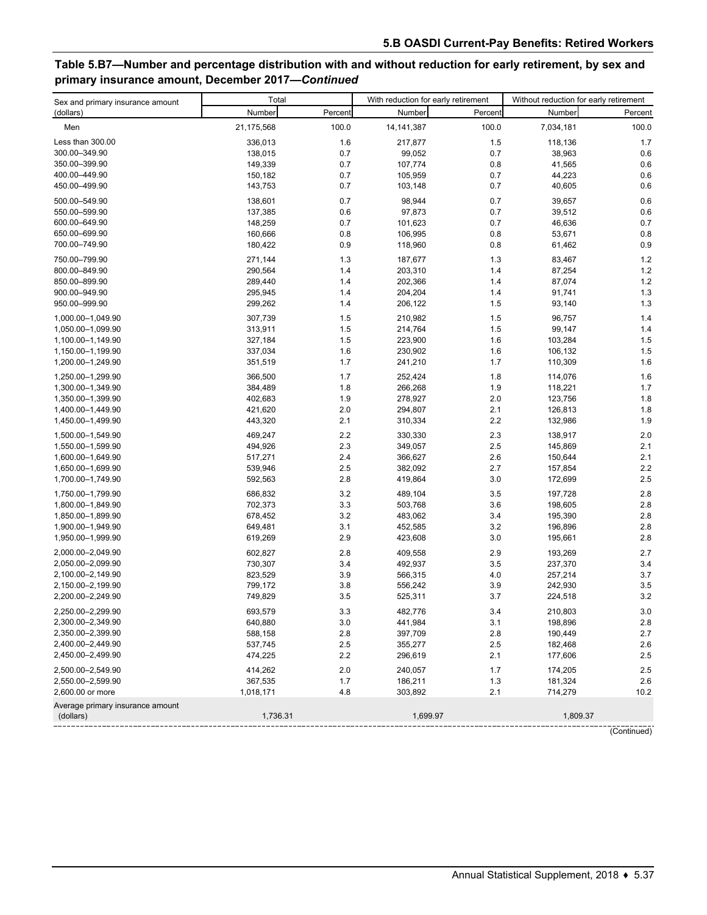## Table 5.B7—Number and percentage distribution with and without reduction for early retirement, by sex and primary insurance amount, December 2017—*Continued*

| Sex and primary insurance amount (dollars) | Total | | With reduction for early retirement | | Without reduction for early retirement | |
|---|---|---|---|---|---|---|
| | Number | Percent | Number | Percent | Number | Percent |
| Men | 21,175,568 | 100.0 | 14,141,387 | 100.0 | 7,034,181 | 100.0 |
| Less than 300.00 | 336,013 | 1.6 | 217,877 | 1.5 | 118,136 | 1.7 |
| 300.00–349.90 | 138,015 | 0.7 | 99,052 | 0.7 | 38,963 | 0.6 |
| 350.00–399.90 | 149,339 | 0.7 | 107,774 | 0.8 | 41,565 | 0.6 |
| 400.00–449.90 | 150,182 | 0.7 | 105,959 | 0.7 | 44,223 | 0.6 |
| 450.00–499.90 | 143,753 | 0.7 | 103,148 | 0.7 | 40,605 | 0.6 |
| 500.00–549.90 | 138,601 | 0.7 | 98,944 | 0.7 | 39,657 | 0.6 |
| 550.00–599.90 | 137,385 | 0.6 | 97,873 | 0.7 | 39,512 | 0.6 |
| 600.00–649.90 | 148,259 | 0.7 | 101,623 | 0.7 | 46,636 | 0.7 |
| 650.00–699.90 | 160,666 | 0.8 | 106,995 | 0.8 | 53,671 | 0.8 |
| 700.00–749.90 | 180,422 | 0.9 | 118,960 | 0.8 | 61,462 | 0.9 |
| 750.00–799.90 | 271,144 | 1.3 | 187,677 | 1.3 | 83,467 | 1.2 |
| 800.00–849.90 | 290,564 | 1.4 | 203,310 | 1.4 | 87,254 | 1.2 |
| 850.00–899.90 | 289,440 | 1.4 | 202,366 | 1.4 | 87,074 | 1.2 |
| 900.00–949.90 | 295,945 | 1.4 | 204,204 | 1.4 | 91,741 | 1.3 |
| 950.00–999.90 | 299,262 | 1.4 | 206,122 | 1.5 | 93,140 | 1.3 |
| 1,000.00–1,049.90 | 307,739 | 1.5 | 210,982 | 1.5 | 96,757 | 1.4 |
| 1,050.00–1,099.90 | 313,911 | 1.5 | 214,764 | 1.5 | 99,147 | 1.4 |
| 1,100.00–1,149.90 | 327,184 | 1.5 | 223,900 | 1.6 | 103,284 | 1.5 |
| 1,150.00–1,199.90 | 337,034 | 1.6 | 230,902 | 1.6 | 106,132 | 1.5 |
| 1,200.00–1,249.90 | 351,519 | 1.7 | 241,210 | 1.7 | 110,309 | 1.6 |
| 1,250.00–1,299.90 | 366,500 | 1.7 | 252,424 | 1.8 | 114,076 | 1.6 |
| 1,300.00–1,349.90 | 384,489 | 1.8 | 266,268 | 1.9 | 118,221 | 1.7 |
| 1,350.00–1,399.90 | 402,683 | 1.9 | 278,927 | 2.0 | 123,756 | 1.8 |
| 1,400.00–1,449.90 | 421,620 | 2.0 | 294,807 | 2.1 | 126,813 | 1.8 |
| 1,450.00–1,499.90 | 443,320 | 2.1 | 310,334 | 2.2 | 132,986 | 1.9 |
| 1,500.00–1,549.90 | 469,247 | 2.2 | 330,330 | 2.3 | 138,917 | 2.0 |
| 1,550.00–1,599.90 | 494,926 | 2.3 | 349,057 | 2.5 | 145,869 | 2.1 |
| 1,600.00–1,649.90 | 517,271 | 2.4 | 366,627 | 2.6 | 150,644 | 2.1 |
| 1,650.00–1,699.90 | 539,946 | 2.5 | 382,092 | 2.7 | 157,854 | 2.2 |
| 1,700.00–1,749.90 | 592,563 | 2.8 | 419,864 | 3.0 | 172,699 | 2.5 |
| 1,750.00–1,799.90 | 686,832 | 3.2 | 489,104 | 3.5 | 197,728 | 2.8 |
| 1,800.00–1,849.90 | 702,373 | 3.3 | 503,768 | 3.6 | 198,605 | 2.8 |
| 1,850.00–1,899.90 | 678,452 | 3.2 | 483,062 | 3.4 | 195,390 | 2.8 |
| 1,900.00–1,949.90 | 649,481 | 3.1 | 452,585 | 3.2 | 196,896 | 2.8 |
| 1,950.00–1,999.90 | 619,269 | 2.9 | 423,608 | 3.0 | 195,661 | 2.8 |
| 2,000.00–2,049.90 | 602,827 | 2.8 | 409,558 | 2.9 | 193,269 | 2.7 |
| 2,050.00–2,099.90 | 730,307 | 3.4 | 492,937 | 3.5 | 237,370 | 3.4 |
| 2,100.00–2,149.90 | 823,529 | 3.9 | 566,315 | 4.0 | 257,214 | 3.7 |
| 2,150.00–2,199.90 | 799,172 | 3.8 | 556,242 | 3.9 | 242,930 | 3.5 |
| 2,200.00–2,249.90 | 749,829 | 3.5 | 525,311 | 3.7 | 224,518 | 3.2 |
| 2,250.00–2,299.90 | 693,579 | 3.3 | 482,776 | 3.4 | 210,803 | 3.0 |
| 2,300.00–2,349.90 | 640,880 | 3.0 | 441,984 | 3.1 | 198,896 | 2.8 |
| 2,350.00–2,399.90 | 588,158 | 2.8 | 397,709 | 2.8 | 190,449 | 2.7 |
| 2,400.00–2,449.90 | 537,745 | 2.5 | 355,277 | 2.5 | 182,468 | 2.6 |
| 2,450.00–2,499.90 | 474,225 | 2.2 | 296,619 | 2.1 | 177,606 | 2.5 |
| 2,500.00–2,549.90 | 414,262 | 2.0 | 240,057 | 1.7 | 174,205 | 2.5 |
| 2,550.00–2,599.90 | 367,535 | 1.7 | 186,211 | 1.3 | 181,324 | 2.6 |
| 2,600.00 or more | 1,018,171 | 4.8 | 303,892 | 2.1 | 714,279 | 10.2 |
| Average primary insurance amount (dollars) | 1,736.31 | | 1,699.97 | | 1,809.37 | |

(Continued)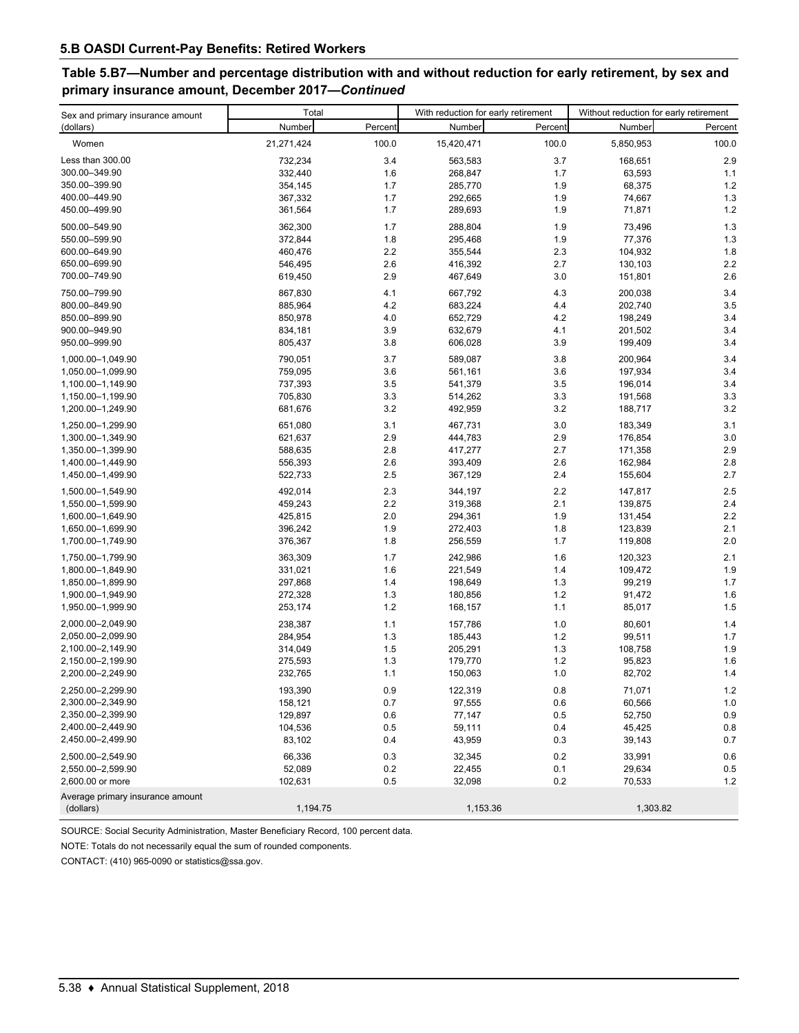## 5.B OASDI Current-Pay Benefits: Retired Workers

### Table 5.B7—Number and percentage distribution with and without reduction for early retirement, by sex and primary insurance amount, December 2017—*Continued*

| Sex and primary insurance amount (dollars) | Total | | With reduction for early retirement | | Without reduction for early retirement | |
|---|---|---|---|---|---|---|
| | Number | Percent | Number | Percent | Number | Percent |
| Women | 21,271,424 | 100.0 | 15,420,471 | 100.0 | 5,850,953 | 100.0 |
| Less than 300.00 | 732,234 | 3.4 | 563,583 | 3.7 | 168,651 | 2.9 |
| 300.00–349.90 | 332,440 | 1.6 | 268,847 | 1.7 | 63,593 | 1.1 |
| 350.00–399.90 | 354,145 | 1.7 | 285,770 | 1.9 | 68,375 | 1.2 |
| 400.00–449.90 | 367,332 | 1.7 | 292,665 | 1.9 | 74,667 | 1.3 |
| 450.00–499.90 | 361,564 | 1.7 | 289,693 | 1.9 | 71,871 | 1.2 |
| 500.00–549.90 | 362,300 | 1.7 | 288,804 | 1.9 | 73,496 | 1.3 |
| 550.00–599.90 | 372,844 | 1.8 | 295,468 | 1.9 | 77,376 | 1.3 |
| 600.00–649.90 | 460,476 | 2.2 | 355,544 | 2.3 | 104,932 | 1.8 |
| 650.00–699.90 | 546,495 | 2.6 | 416,392 | 2.7 | 130,103 | 2.2 |
| 700.00–749.90 | 619,450 | 2.9 | 467,649 | 3.0 | 151,801 | 2.6 |
| 750.00–799.90 | 867,830 | 4.1 | 667,792 | 4.3 | 200,038 | 3.4 |
| 800.00–849.90 | 885,964 | 4.2 | 683,224 | 4.4 | 202,740 | 3.5 |
| 850.00–899.90 | 850,978 | 4.0 | 652,729 | 4.2 | 198,249 | 3.4 |
| 900.00–949.90 | 834,181 | 3.9 | 632,679 | 4.1 | 201,502 | 3.4 |
| 950.00–999.90 | 805,437 | 3.8 | 606,028 | 3.9 | 199,409 | 3.4 |
| 1,000.00–1,049.90 | 790,051 | 3.7 | 589,087 | 3.8 | 200,964 | 3.4 |
| 1,050.00–1,099.90 | 759,095 | 3.6 | 561,161 | 3.6 | 197,934 | 3.4 |
| 1,100.00–1,149.90 | 737,393 | 3.5 | 541,379 | 3.5 | 196,014 | 3.4 |
| 1,150.00–1,199.90 | 705,830 | 3.3 | 514,262 | 3.3 | 191,568 | 3.3 |
| 1,200.00–1,249.90 | 681,676 | 3.2 | 492,959 | 3.2 | 188,717 | 3.2 |
| 1,250.00–1,299.90 | 651,080 | 3.1 | 467,731 | 3.0 | 183,349 | 3.1 |
| 1,300.00–1,349.90 | 621,637 | 2.9 | 444,783 | 2.9 | 176,854 | 3.0 |
| 1,350.00–1,399.90 | 588,635 | 2.8 | 417,277 | 2.7 | 171,358 | 2.9 |
| 1,400.00–1,449.90 | 556,393 | 2.6 | 393,409 | 2.6 | 162,984 | 2.8 |
| 1,450.00–1,499.90 | 522,733 | 2.5 | 367,129 | 2.4 | 155,604 | 2.7 |
| 1,500.00–1,549.90 | 492,014 | 2.3 | 344,197 | 2.2 | 147,817 | 2.5 |
| 1,550.00–1,599.90 | 459,243 | 2.2 | 319,368 | 2.1 | 139,875 | 2.4 |
| 1,600.00–1,649.90 | 425,815 | 2.0 | 294,361 | 1.9 | 131,454 | 2.2 |
| 1,650.00–1,699.90 | 396,242 | 1.9 | 272,403 | 1.8 | 123,839 | 2.1 |
| 1,700.00–1,749.90 | 376,367 | 1.8 | 256,559 | 1.7 | 119,808 | 2.0 |
| 1,750.00–1,799.90 | 363,309 | 1.7 | 242,986 | 1.6 | 120,323 | 2.1 |
| 1,800.00–1,849.90 | 331,021 | 1.6 | 221,549 | 1.4 | 109,472 | 1.9 |
| 1,850.00–1,899.90 | 297,868 | 1.4 | 198,649 | 1.3 | 99,219 | 1.7 |
| 1,900.00–1,949.90 | 272,328 | 1.3 | 180,856 | 1.2 | 91,472 | 1.6 |
| 1,950.00–1,999.90 | 253,174 | 1.2 | 168,157 | 1.1 | 85,017 | 1.5 |
| 2,000.00–2,049.90 | 238,387 | 1.1 | 157,786 | 1.0 | 80,601 | 1.4 |
| 2,050.00–2,099.90 | 284,954 | 1.3 | 185,443 | 1.2 | 99,511 | 1.7 |
| 2,100.00–2,149.90 | 314,049 | 1.5 | 205,291 | 1.3 | 108,758 | 1.9 |
| 2,150.00–2,199.90 | 275,593 | 1.3 | 179,770 | 1.2 | 95,823 | 1.6 |
| 2,200.00–2,249.90 | 232,765 | 1.1 | 150,063 | 1.0 | 82,702 | 1.4 |
| 2,250.00–2,299.90 | 193,390 | 0.9 | 122,319 | 0.8 | 71,071 | 1.2 |
| 2,300.00–2,349.90 | 158,121 | 0.7 | 97,555 | 0.6 | 60,566 | 1.0 |
| 2,350.00–2,399.90 | 129,897 | 0.6 | 77,147 | 0.5 | 52,750 | 0.9 |
| 2,400.00–2,449.90 | 104,536 | 0.5 | 59,111 | 0.4 | 45,425 | 0.8 |
| 2,450.00–2,499.90 | 83,102 | 0.4 | 43,959 | 0.3 | 39,143 | 0.7 |
| 2,500.00–2,549.90 | 66,336 | 0.3 | 32,345 | 0.2 | 33,991 | 0.6 |
| 2,550.00–2,599.90 | 52,089 | 0.2 | 22,455 | 0.1 | 29,634 | 0.5 |
| 2,600.00 or more | 102,631 | 0.5 | 32,098 | 0.2 | 70,533 | 1.2 |
| Average primary insurance amount (dollars) | 1,194.75 | | 1,153.36 | | 1,303.82 | |

SOURCE: Social Security Administration, Master Beneficiary Record, 100 percent data.

NOTE: Totals do not necessarily equal the sum of rounded components.

CONTACT: (410) 965-0090 or statistics@ssa.gov.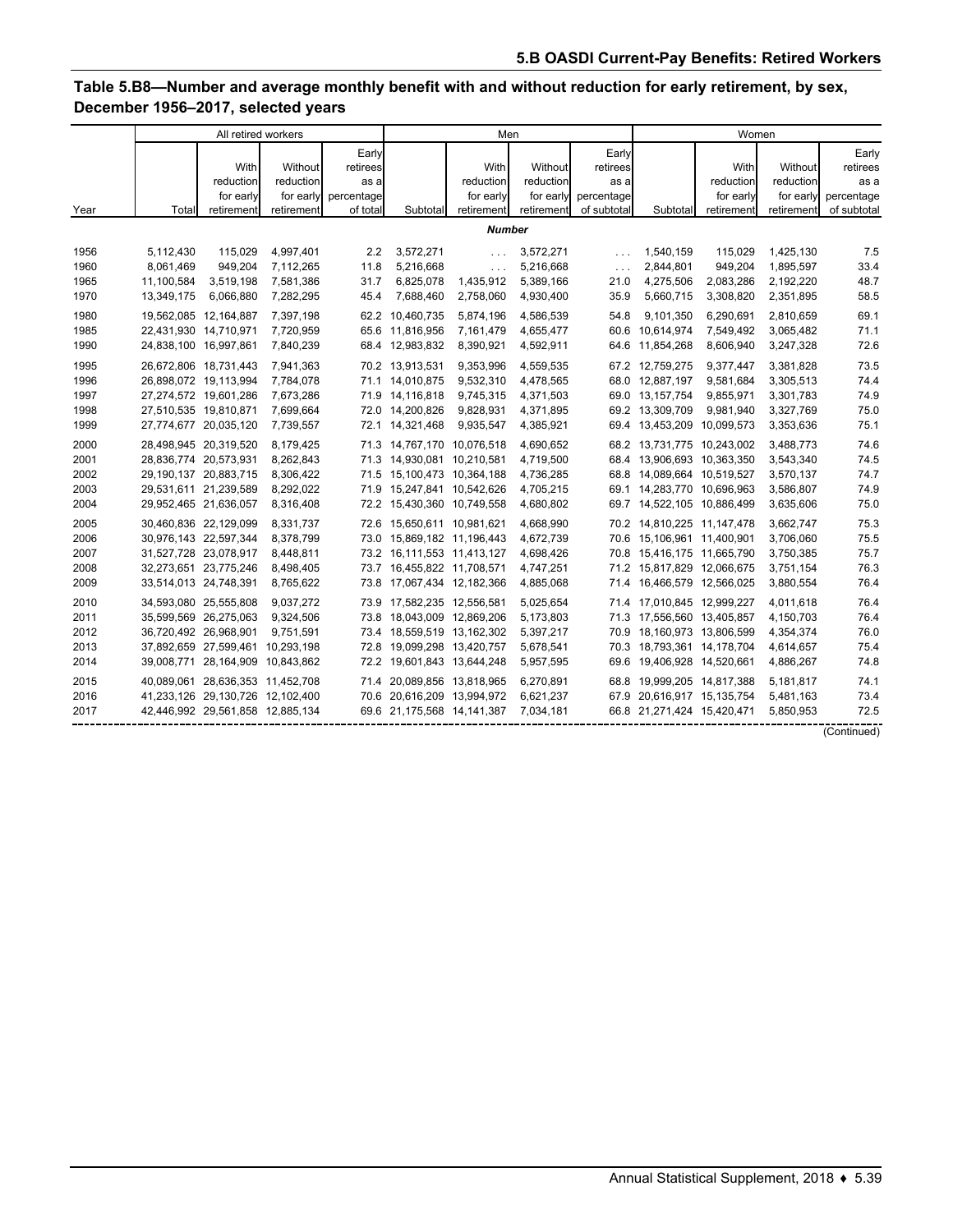## Table 5.B8—Number and average monthly benefit with and without reduction for early retirement, by sex, December 1956–2017, selected years

| Year | All retired workers | | | | Men | | | | Women | | | |
|---|---|---|---|---|---|---|---|---|---|---|---|---|
| | Total | With reduction for early retirement | Without reduction for early retirement | Early retirees as a percentage of total | Subtotal | With reduction for early retirement | Without reduction for early retirement | Early retirees as a percentage of subtotal | Subtotal | With reduction for early retirement | Without reduction for early retirement | Early retirees as a percentage of subtotal |
| | ***Number*** | | | | | | | | | | | |
| 1956 | 5,112,430 | 115,029 | 4,997,401 | 2.2 | 3,572,271 | . . . | 3,572,271 | . . . | 1,540,159 | 115,029 | 1,425,130 | 7.5 |
| 1960 | 8,061,469 | 949,204 | 7,112,265 | 11.8 | 5,216,668 | . . . | 5,216,668 | . . . | 2,844,801 | 949,204 | 1,895,597 | 33.4 |
| 1965 | 11,100,584 | 3,519,198 | 7,581,386 | 31.7 | 6,825,078 | 1,435,912 | 5,389,166 | 21.0 | 4,275,506 | 2,083,286 | 2,192,220 | 48.7 |
| 1970 | 13,349,175 | 6,066,880 | 7,282,295 | 45.4 | 7,688,460 | 2,758,060 | 4,930,400 | 35.9 | 5,660,715 | 3,308,820 | 2,351,895 | 58.5 |
| 1980 | 19,562,085 | 12,164,887 | 7,397,198 | 62.2 | 10,460,735 | 5,874,196 | 4,586,539 | 54.8 | 9,101,350 | 6,290,691 | 2,810,659 | 69.1 |
| 1985 | 22,431,930 | 14,710,971 | 7,720,959 | 65.6 | 11,816,956 | 7,161,479 | 4,655,477 | 60.6 | 10,614,974 | 7,549,492 | 3,065,482 | 71.1 |
| 1990 | 24,838,100 | 16,997,861 | 7,840,239 | 68.4 | 12,983,832 | 8,390,921 | 4,592,911 | 64.6 | 11,854,268 | 8,606,940 | 3,247,328 | 72.6 |
| 1995 | 26,672,806 | 18,731,443 | 7,941,363 | 70.2 | 13,913,531 | 9,353,996 | 4,559,535 | 67.2 | 12,759,275 | 9,377,447 | 3,381,828 | 73.5 |
| 1996 | 26,898,072 | 19,113,994 | 7,784,078 | 71.1 | 14,010,875 | 9,532,310 | 4,478,565 | 68.0 | 12,887,197 | 9,581,684 | 3,305,513 | 74.4 |
| 1997 | 27,274,572 | 19,601,286 | 7,673,286 | 71.9 | 14,116,818 | 9,745,315 | 4,371,503 | 69.0 | 13,157,754 | 9,855,971 | 3,301,783 | 74.9 |
| 1998 | 27,510,535 | 19,810,871 | 7,699,664 | 72.0 | 14,200,826 | 9,828,931 | 4,371,895 | 69.2 | 13,309,709 | 9,981,940 | 3,327,769 | 75.0 |
| 1999 | 27,774,677 | 20,035,120 | 7,739,557 | 72.1 | 14,321,468 | 9,935,547 | 4,385,921 | 69.4 | 13,453,209 | 10,099,573 | 3,353,636 | 75.1 |
| 2000 | 28,498,945 | 20,319,520 | 8,179,425 | 71.3 | 14,767,170 | 10,076,518 | 4,690,652 | 68.2 | 13,731,775 | 10,243,002 | 3,488,773 | 74.6 |
| 2001 | 28,836,774 | 20,573,931 | 8,262,843 | 71.3 | 14,930,081 | 10,210,581 | 4,719,500 | 68.4 | 13,906,693 | 10,363,350 | 3,543,340 | 74.5 |
| 2002 | 29,190,137 | 20,883,715 | 8,306,422 | 71.5 | 15,100,473 | 10,364,188 | 4,736,285 | 68.8 | 14,089,664 | 10,519,527 | 3,570,137 | 74.7 |
| 2003 | 29,531,611 | 21,239,589 | 8,292,022 | 71.9 | 15,247,841 | 10,542,626 | 4,705,215 | 69.1 | 14,283,770 | 10,696,963 | 3,586,807 | 74.9 |
| 2004 | 29,952,465 | 21,636,057 | 8,316,408 | 72.2 | 15,430,360 | 10,749,558 | 4,680,802 | 69.7 | 14,522,105 | 10,886,499 | 3,635,606 | 75.0 |
| 2005 | 30,460,836 | 22,129,099 | 8,331,737 | 72.6 | 15,650,611 | 10,981,621 | 4,668,990 | 70.2 | 14,810,225 | 11,147,478 | 3,662,747 | 75.3 |
| 2006 | 30,976,143 | 22,597,344 | 8,378,799 | 73.0 | 15,869,182 | 11,196,443 | 4,672,739 | 70.6 | 15,106,961 | 11,400,901 | 3,706,060 | 75.5 |
| 2007 | 31,527,728 | 23,078,917 | 8,448,811 | 73.2 | 16,111,553 | 11,413,127 | 4,698,426 | 70.8 | 15,416,175 | 11,665,790 | 3,750,385 | 75.7 |
| 2008 | 32,273,651 | 23,775,246 | 8,498,405 | 73.7 | 16,455,822 | 11,708,571 | 4,747,251 | 71.2 | 15,817,829 | 12,066,675 | 3,751,154 | 76.3 |
| 2009 | 33,514,013 | 24,748,391 | 8,765,622 | 73.8 | 17,067,434 | 12,182,366 | 4,885,068 | 71.4 | 16,466,579 | 12,566,025 | 3,880,554 | 76.4 |
| 2010 | 34,593,080 | 25,555,808 | 9,037,272 | 73.9 | 17,582,235 | 12,556,581 | 5,025,654 | 71.4 | 17,010,845 | 12,999,227 | 4,011,618 | 76.4 |
| 2011 | 35,599,569 | 26,275,063 | 9,324,506 | 73.8 | 18,043,009 | 12,869,206 | 5,173,803 | 71.3 | 17,556,560 | 13,405,857 | 4,150,703 | 76.4 |
| 2012 | 36,720,492 | 26,968,901 | 9,751,591 | 73.4 | 18,559,519 | 13,162,302 | 5,397,217 | 70.9 | 18,160,973 | 13,806,599 | 4,354,374 | 76.0 |
| 2013 | 37,892,659 | 27,599,461 | 10,293,198 | 72.8 | 19,099,298 | 13,420,757 | 5,678,541 | 70.3 | 18,793,361 | 14,178,704 | 4,614,657 | 75.4 |
| 2014 | 39,008,771 | 28,164,909 | 10,843,862 | 72.2 | 19,601,843 | 13,644,248 | 5,957,595 | 69.6 | 19,406,928 | 14,520,661 | 4,886,267 | 74.8 |
| 2015 | 40,089,061 | 28,636,353 | 11,452,708 | 71.4 | 20,089,856 | 13,818,965 | 6,270,891 | 68.8 | 19,999,205 | 14,817,388 | 5,181,817 | 74.1 |
| 2016 | 41,233,126 | 29,130,726 | 12,102,400 | 70.6 | 20,616,209 | 13,994,972 | 6,621,237 | 67.9 | 20,616,917 | 15,135,754 | 5,481,163 | 73.4 |
| 2017 | 42,446,992 | 29,561,858 | 12,885,134 | 69.6 | 21,175,568 | 14,141,387 | 7,034,181 | 66.8 | 21,271,424 | 15,420,471 | 5,850,953 | 72.5 |

(Continued)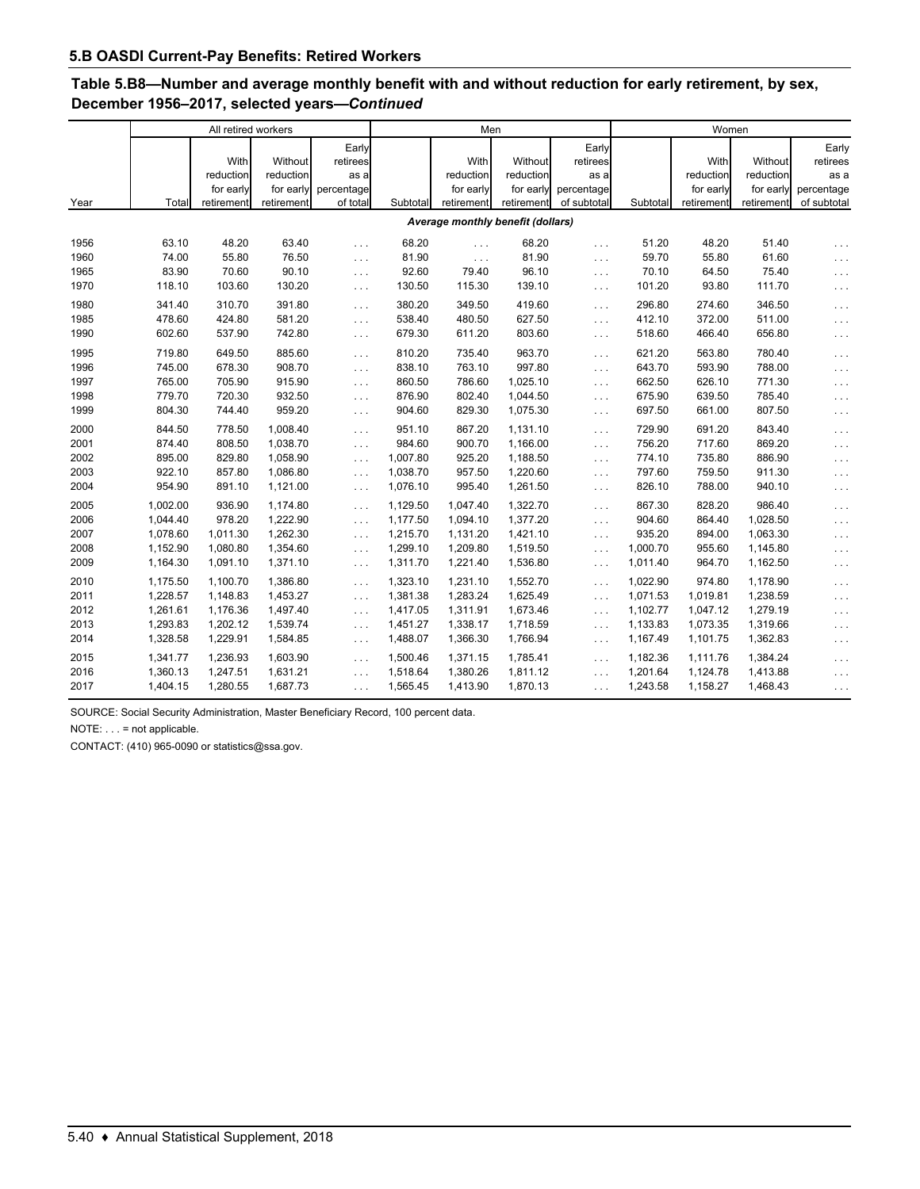## 5.B OASDI Current-Pay Benefits: Retired Workers

### Table 5.B8—Number and average monthly benefit with and without reduction for early retirement, by sex, December 1956–2017, selected years—*Continued*

| Year | All retired workers | | | | Men | | | | Women | | | |
|---|---|---|---|---|---|---|---|---|---|---|---|---|
| | Total | With reduction for early retirement | Without reduction for early retirement | Early retirees as a percentage of total | Subtotal | With reduction for early retirement | Without reduction for early retirement | Early retirees as a percentage of subtotal | Subtotal | With reduction for early retirement | Without reduction for early retirement | Early retirees as a percentage of subtotal |
| | *Average monthly benefit (dollars)* | | | | | | | | | | | |
| 1956 | 63.10 | 48.20 | 63.40 | . . . | 68.20 | . . . | 68.20 | . . . | 51.20 | 48.20 | 51.40 | . . . |
| 1960 | 74.00 | 55.80 | 76.50 | . . . | 81.90 | . . . | 81.90 | . . . | 59.70 | 55.80 | 61.60 | . . . |
| 1965 | 83.90 | 70.60 | 90.10 | . . . | 92.60 | 79.40 | 96.10 | . . . | 70.10 | 64.50 | 75.40 | . . . |
| 1970 | 118.10 | 103.60 | 130.20 | . . . | 130.50 | 115.30 | 139.10 | . . . | 101.20 | 93.80 | 111.70 | . . . |
| 1980 | 341.40 | 310.70 | 391.80 | . . . | 380.20 | 349.50 | 419.60 | . . . | 296.80 | 274.60 | 346.50 | . . . |
| 1985 | 478.60 | 424.80 | 581.20 | . . . | 538.40 | 480.50 | 627.50 | . . . | 412.10 | 372.00 | 511.00 | . . . |
| 1990 | 602.60 | 537.90 | 742.80 | . . . | 679.30 | 611.20 | 803.60 | . . . | 518.60 | 466.40 | 656.80 | . . . |
| 1995 | 719.80 | 649.50 | 885.60 | . . . | 810.20 | 735.40 | 963.70 | . . . | 621.20 | 563.80 | 780.40 | . . . |
| 1996 | 745.00 | 678.30 | 908.70 | . . . | 838.10 | 763.10 | 997.80 | . . . | 643.70 | 593.90 | 788.00 | . . . |
| 1997 | 765.00 | 705.90 | 915.90 | . . . | 860.50 | 786.60 | 1,025.10 | . . . | 662.50 | 626.10 | 771.30 | . . . |
| 1998 | 779.70 | 720.30 | 932.50 | . . . | 876.90 | 802.40 | 1,044.50 | . . . | 675.90 | 639.50 | 785.40 | . . . |
| 1999 | 804.30 | 744.40 | 959.20 | . . . | 904.60 | 829.30 | 1,075.30 | . . . | 697.50 | 661.00 | 807.50 | . . . |
| 2000 | 844.50 | 778.50 | 1,008.40 | . . . | 951.10 | 867.20 | 1,131.10 | . . . | 729.90 | 691.20 | 843.40 | . . . |
| 2001 | 874.40 | 808.50 | 1,038.70 | . . . | 984.60 | 900.70 | 1,166.00 | . . . | 756.20 | 717.60 | 869.20 | . . . |
| 2002 | 895.00 | 829.80 | 1,058.90 | . . . | 1,007.80 | 925.20 | 1,188.50 | . . . | 774.10 | 735.80 | 886.90 | . . . |
| 2003 | 922.10 | 857.80 | 1,086.80 | . . . | 1,038.70 | 957.50 | 1,220.60 | . . . | 797.60 | 759.50 | 911.30 | . . . |
| 2004 | 954.90 | 891.10 | 1,121.00 | . . . | 1,076.10 | 995.40 | 1,261.50 | . . . | 826.10 | 788.00 | 940.10 | . . . |
| 2005 | 1,002.00 | 936.90 | 1,174.80 | . . . | 1,129.50 | 1,047.40 | 1,322.70 | . . . | 867.30 | 828.20 | 986.40 | . . . |
| 2006 | 1,044.40 | 978.20 | 1,222.90 | . . . | 1,177.50 | 1,094.10 | 1,377.20 | . . . | 904.60 | 864.40 | 1,028.50 | . . . |
| 2007 | 1,078.60 | 1,011.30 | 1,262.30 | . . . | 1,215.70 | 1,131.20 | 1,421.10 | . . . | 935.20 | 894.00 | 1,063.30 | . . . |
| 2008 | 1,152.90 | 1,080.80 | 1,354.60 | . . . | 1,299.10 | 1,209.80 | 1,519.50 | . . . | 1,000.70 | 955.60 | 1,145.80 | . . . |
| 2009 | 1,164.30 | 1,091.10 | 1,371.10 | . . . | 1,311.70 | 1,221.40 | 1,536.80 | . . . | 1,011.40 | 964.70 | 1,162.50 | . . . |
| 2010 | 1,175.50 | 1,100.70 | 1,386.80 | . . . | 1,323.10 | 1,231.10 | 1,552.70 | . . . | 1,022.90 | 974.80 | 1,178.90 | . . . |
| 2011 | 1,228.57 | 1,148.83 | 1,453.27 | . . . | 1,381.38 | 1,283.24 | 1,625.49 | . . . | 1,071.53 | 1,019.81 | 1,238.59 | . . . |
| 2012 | 1,261.61 | 1,176.36 | 1,497.40 | . . . | 1,417.05 | 1,311.91 | 1,673.46 | . . . | 1,102.77 | 1,047.12 | 1,279.19 | . . . |
| 2013 | 1,293.83 | 1,202.12 | 1,539.74 | . . . | 1,451.27 | 1,338.17 | 1,718.59 | . . . | 1,133.83 | 1,073.35 | 1,319.66 | . . . |
| 2014 | 1,328.58 | 1,229.91 | 1,584.85 | . . . | 1,488.07 | 1,366.30 | 1,766.94 | . . . | 1,167.49 | 1,101.75 | 1,362.83 | . . . |
| 2015 | 1,341.77 | 1,236.93 | 1,603.90 | . . . | 1,500.46 | 1,371.15 | 1,785.41 | . . . | 1,182.36 | 1,111.76 | 1,384.24 | . . . |
| 2016 | 1,360.13 | 1,247.51 | 1,631.21 | . . . | 1,518.64 | 1,380.26 | 1,811.12 | . . . | 1,201.64 | 1,124.78 | 1,413.88 | . . . |
| 2017 | 1,404.15 | 1,280.55 | 1,687.73 | . . . | 1,565.45 | 1,413.90 | 1,870.13 | . . . | 1,243.58 | 1,158.27 | 1,468.43 | . . . |

SOURCE: Social Security Administration, Master Beneficiary Record, 100 percent data.

NOTE: . . . = not applicable.

CONTACT: (410) 965-0090 or statistics@ssa.gov.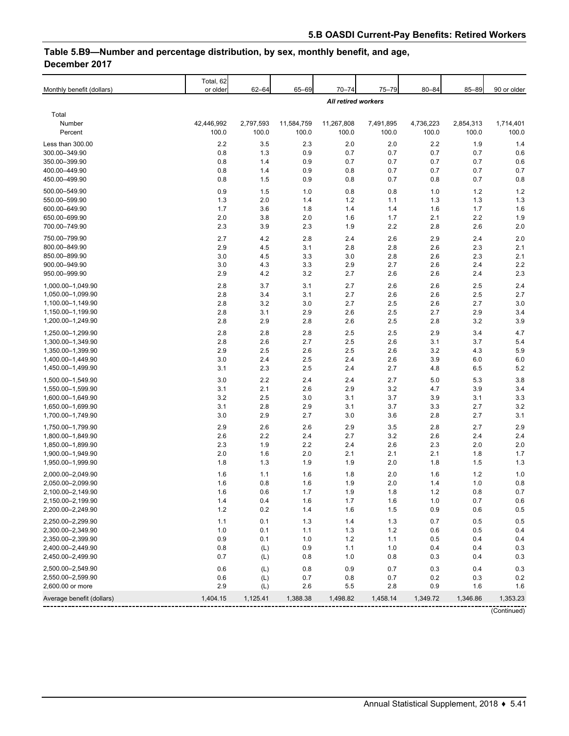## Table 5.B9—Number and percentage distribution, by sex, monthly benefit, and age, December 2017

| Monthly benefit (dollars) | Total, 62 or older | 62–64 | 65–69 | 70–74 | 75–79 | 80–84 | 85–89 | 90 or older |
|---|---|---|---|---|---|---|---|---|
| | *All retired workers* | | | | | | | |
| Total | | | | | | | | |
| Number | 42,446,992 | 2,797,593 | 11,584,759 | 11,267,808 | 7,491,895 | 4,736,223 | 2,854,313 | 1,714,401 |
| Percent | 100.0 | 100.0 | 100.0 | 100.0 | 100.0 | 100.0 | 100.0 | 100.0 |
| Less than 300.00 | 2.2 | 3.5 | 2.3 | 2.0 | 2.0 | 2.2 | 1.9 | 1.4 |
| 300.00–349.90 | 0.8 | 1.3 | 0.9 | 0.7 | 0.7 | 0.7 | 0.7 | 0.6 |
| 350.00–399.90 | 0.8 | 1.4 | 0.9 | 0.7 | 0.7 | 0.7 | 0.7 | 0.6 |
| 400.00–449.90 | 0.8 | 1.4 | 0.9 | 0.8 | 0.7 | 0.7 | 0.7 | 0.7 |
| 450.00–499.90 | 0.8 | 1.5 | 0.9 | 0.8 | 0.7 | 0.8 | 0.7 | 0.8 |
| 500.00–549.90 | 0.9 | 1.5 | 1.0 | 0.8 | 0.8 | 1.0 | 1.2 | 1.2 |
| 550.00–599.90 | 1.3 | 2.0 | 1.4 | 1.2 | 1.1 | 1.3 | 1.3 | 1.3 |
| 600.00–649.90 | 1.7 | 3.6 | 1.8 | 1.4 | 1.4 | 1.6 | 1.7 | 1.6 |
| 650.00–699.90 | 2.0 | 3.8 | 2.0 | 1.6 | 1.7 | 2.1 | 2.2 | 1.9 |
| 700.00–749.90 | 2.3 | 3.9 | 2.3 | 1.9 | 2.2 | 2.8 | 2.6 | 2.0 |
| 750.00–799.90 | 2.7 | 4.2 | 2.8 | 2.4 | 2.6 | 2.9 | 2.4 | 2.0 |
| 800.00–849.90 | 2.9 | 4.5 | 3.1 | 2.8 | 2.8 | 2.6 | 2.3 | 2.1 |
| 850.00–899.90 | 3.0 | 4.5 | 3.3 | 3.0 | 2.8 | 2.6 | 2.3 | 2.1 |
| 900.00–949.90 | 3.0 | 4.3 | 3.3 | 2.9 | 2.7 | 2.6 | 2.4 | 2.2 |
| 950.00–999.90 | 2.9 | 4.2 | 3.2 | 2.7 | 2.6 | 2.6 | 2.4 | 2.3 |
| 1,000.00–1,049.90 | 2.8 | 3.7 | 3.1 | 2.7 | 2.6 | 2.6 | 2.5 | 2.4 |
| 1,050.00–1,099.90 | 2.8 | 3.4 | 3.1 | 2.7 | 2.6 | 2.6 | 2.5 | 2.7 |
| 1,100.00–1,149.90 | 2.8 | 3.2 | 3.0 | 2.7 | 2.5 | 2.6 | 2.7 | 3.0 |
| 1,150.00–1,199.90 | 2.8 | 3.1 | 2.9 | 2.6 | 2.5 | 2.7 | 2.9 | 3.4 |
| 1,200.00–1,249.90 | 2.8 | 2.9 | 2.8 | 2.6 | 2.5 | 2.8 | 3.2 | 3.9 |
| 1,250.00–1,299.90 | 2.8 | 2.8 | 2.8 | 2.5 | 2.5 | 2.9 | 3.4 | 4.7 |
| 1,300.00–1,349.90 | 2.8 | 2.6 | 2.7 | 2.5 | 2.6 | 3.1 | 3.7 | 5.4 |
| 1,350.00–1,399.90 | 2.9 | 2.5 | 2.6 | 2.5 | 2.6 | 3.2 | 4.3 | 5.9 |
| 1,400.00–1,449.90 | 3.0 | 2.4 | 2.5 | 2.4 | 2.6 | 3.9 | 6.0 | 6.0 |
| 1,450.00–1,499.90 | 3.1 | 2.3 | 2.5 | 2.4 | 2.7 | 4.8 | 6.5 | 5.2 |
| 1,500.00–1,549.90 | 3.0 | 2.2 | 2.4 | 2.4 | 2.7 | 5.0 | 5.3 | 3.8 |
| 1,550.00–1,599.90 | 3.1 | 2.1 | 2.6 | 2.9 | 3.2 | 4.7 | 3.9 | 3.4 |
| 1,600.00–1,649.90 | 3.2 | 2.5 | 3.0 | 3.1 | 3.7 | 3.9 | 3.1 | 3.3 |
| 1,650.00–1,699.90 | 3.1 | 2.8 | 2.9 | 3.1 | 3.7 | 3.3 | 2.7 | 3.2 |
| 1,700.00–1,749.90 | 3.0 | 2.9 | 2.7 | 3.0 | 3.6 | 2.8 | 2.7 | 3.1 |
| 1,750.00–1,799.90 | 2.9 | 2.6 | 2.6 | 2.9 | 3.5 | 2.8 | 2.7 | 2.9 |
| 1,800.00–1,849.90 | 2.6 | 2.2 | 2.4 | 2.7 | 3.2 | 2.6 | 2.4 | 2.4 |
| 1,850.00–1,899.90 | 2.3 | 1.9 | 2.2 | 2.4 | 2.6 | 2.3 | 2.0 | 2.0 |
| 1,900.00–1,949.90 | 2.0 | 1.6 | 2.0 | 2.1 | 2.1 | 2.1 | 1.8 | 1.7 |
| 1,950.00–1,999.90 | 1.8 | 1.3 | 1.9 | 1.9 | 2.0 | 1.8 | 1.5 | 1.3 |
| 2,000.00–2,049.90 | 1.6 | 1.1 | 1.6 | 1.8 | 2.0 | 1.6 | 1.2 | 1.0 |
| 2,050.00–2,099.90 | 1.6 | 0.8 | 1.6 | 1.9 | 2.0 | 1.4 | 1.0 | 0.8 |
| 2,100.00–2,149.90 | 1.6 | 0.6 | 1.7 | 1.9 | 1.8 | 1.2 | 0.8 | 0.7 |
| 2,150.00–2,199.90 | 1.4 | 0.4 | 1.6 | 1.7 | 1.6 | 1.0 | 0.7 | 0.6 |
| 2,200.00–2,249.90 | 1.2 | 0.2 | 1.4 | 1.6 | 1.5 | 0.9 | 0.6 | 0.5 |
| 2,250.00–2,299.90 | 1.1 | 0.1 | 1.3 | 1.4 | 1.3 | 0.7 | 0.5 | 0.5 |
| 2,300.00–2,349.90 | 1.0 | 0.1 | 1.1 | 1.3 | 1.2 | 0.6 | 0.5 | 0.4 |
| 2,350.00–2,399.90 | 0.9 | 0.1 | 1.0 | 1.2 | 1.1 | 0.5 | 0.4 | 0.4 |
| 2,400.00–2,449.90 | 0.8 | (L) | 0.9 | 1.1 | 1.0 | 0.4 | 0.4 | 0.3 |
| 2,450.00–2,499.90 | 0.7 | (L) | 0.8 | 1.0 | 0.8 | 0.3 | 0.4 | 0.3 |
| 2,500.00–2,549.90 | 0.6 | (L) | 0.8 | 0.9 | 0.7 | 0.3 | 0.4 | 0.3 |
| 2,550.00–2,599.90 | 0.6 | (L) | 0.7 | 0.8 | 0.7 | 0.2 | 0.3 | 0.2 |
| 2,600.00 or more | 2.9 | (L) | 2.6 | 5.5 | 2.8 | 0.9 | 1.6 | 1.6 |
| Average benefit (dollars) | 1,404.15 | 1,125.41 | 1,388.38 | 1,498.82 | 1,458.14 | 1,349.72 | 1,346.86 | 1,353.23 |

(Continued)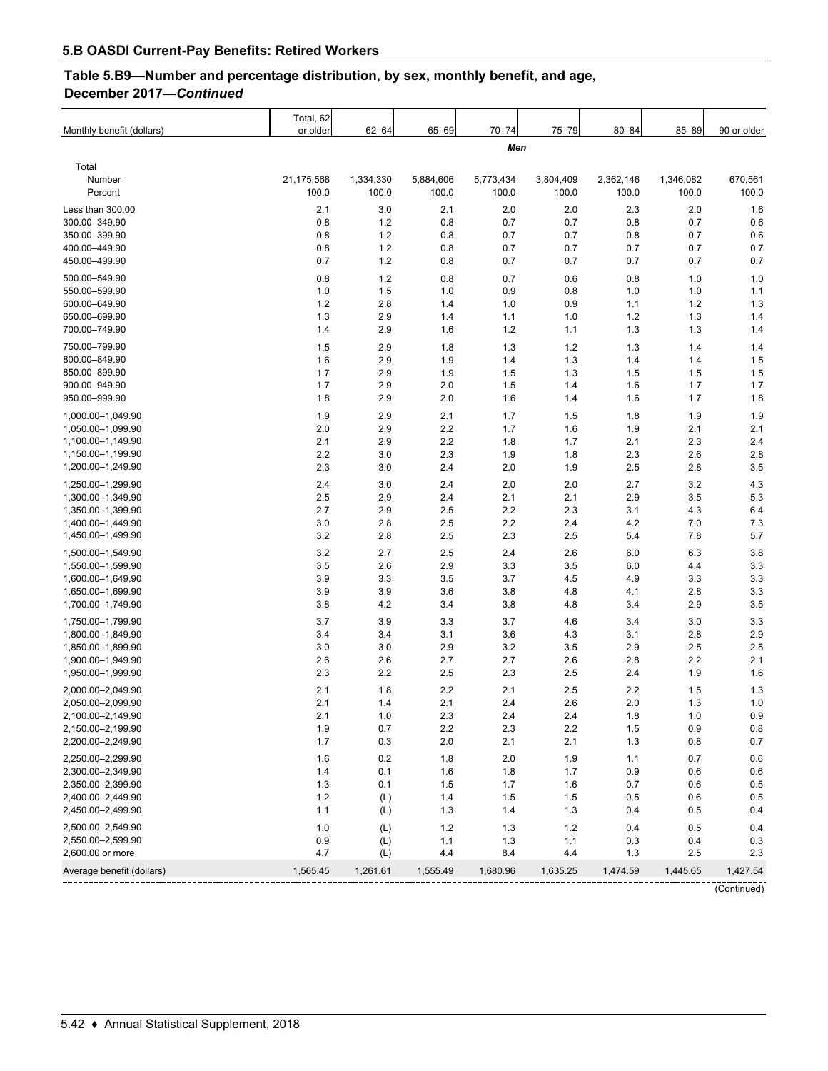## 5.B OASDI Current-Pay Benefits: Retired Workers

### Table 5.B9—Number and percentage distribution, by sex, monthly benefit, and age, December 2017—*Continued*

| Monthly benefit (dollars) | Total, 62 or older | 62–64 | 65–69 | 70–74 | 75–79 | 80–84 | 85–89 | 90 or older |
|---|---|---|---|---|---|---|---|---|
| | *Men* | | | | | | | |
| Total | | | | | | | | |
| Number | 21,175,568 | 1,334,330 | 5,884,606 | 5,773,434 | 3,804,409 | 2,362,146 | 1,346,082 | 670,561 |
| Percent | 100.0 | 100.0 | 100.0 | 100.0 | 100.0 | 100.0 | 100.0 | 100.0 |
| Less than 300.00 | 2.1 | 3.0 | 2.1 | 2.0 | 2.0 | 2.3 | 2.0 | 1.6 |
| 300.00–349.90 | 0.8 | 1.2 | 0.8 | 0.7 | 0.7 | 0.8 | 0.7 | 0.6 |
| 350.00–399.90 | 0.8 | 1.2 | 0.8 | 0.7 | 0.7 | 0.8 | 0.7 | 0.6 |
| 400.00–449.90 | 0.8 | 1.2 | 0.8 | 0.7 | 0.7 | 0.7 | 0.7 | 0.7 |
| 450.00–499.90 | 0.7 | 1.2 | 0.8 | 0.7 | 0.7 | 0.7 | 0.7 | 0.7 |
| 500.00–549.90 | 0.8 | 1.2 | 0.8 | 0.7 | 0.6 | 0.8 | 1.0 | 1.0 |
| 550.00–599.90 | 1.0 | 1.5 | 1.0 | 0.9 | 0.8 | 1.0 | 1.0 | 1.1 |
| 600.00–649.90 | 1.2 | 2.8 | 1.4 | 1.0 | 0.9 | 1.1 | 1.2 | 1.3 |
| 650.00–699.90 | 1.3 | 2.9 | 1.4 | 1.1 | 1.0 | 1.2 | 1.3 | 1.4 |
| 700.00–749.90 | 1.4 | 2.9 | 1.6 | 1.2 | 1.1 | 1.3 | 1.3 | 1.4 |
| 750.00–799.90 | 1.5 | 2.9 | 1.8 | 1.3 | 1.2 | 1.3 | 1.4 | 1.4 |
| 800.00–849.90 | 1.6 | 2.9 | 1.9 | 1.4 | 1.3 | 1.4 | 1.4 | 1.5 |
| 850.00–899.90 | 1.7 | 2.9 | 1.9 | 1.5 | 1.3 | 1.5 | 1.5 | 1.5 |
| 900.00–949.90 | 1.7 | 2.9 | 2.0 | 1.5 | 1.4 | 1.6 | 1.7 | 1.7 |
| 950.00–999.90 | 1.8 | 2.9 | 2.0 | 1.6 | 1.4 | 1.6 | 1.7 | 1.8 |
| 1,000.00–1,049.90 | 1.9 | 2.9 | 2.1 | 1.7 | 1.5 | 1.8 | 1.9 | 1.9 |
| 1,050.00–1,099.90 | 2.0 | 2.9 | 2.2 | 1.7 | 1.6 | 1.9 | 2.1 | 2.1 |
| 1,100.00–1,149.90 | 2.1 | 2.9 | 2.2 | 1.8 | 1.7 | 2.1 | 2.3 | 2.4 |
| 1,150.00–1,199.90 | 2.2 | 3.0 | 2.3 | 1.9 | 1.8 | 2.3 | 2.6 | 2.8 |
| 1,200.00–1,249.90 | 2.3 | 3.0 | 2.4 | 2.0 | 1.9 | 2.5 | 2.8 | 3.5 |
| 1,250.00–1,299.90 | 2.4 | 3.0 | 2.4 | 2.0 | 2.0 | 2.7 | 3.2 | 4.3 |
| 1,300.00–1,349.90 | 2.5 | 2.9 | 2.4 | 2.1 | 2.1 | 2.9 | 3.5 | 5.3 |
| 1,350.00–1,399.90 | 2.7 | 2.9 | 2.5 | 2.2 | 2.3 | 3.1 | 4.3 | 6.4 |
| 1,400.00–1,449.90 | 3.0 | 2.8 | 2.5 | 2.2 | 2.4 | 4.2 | 7.0 | 7.3 |
| 1,450.00–1,499.90 | 3.2 | 2.8 | 2.5 | 2.3 | 2.5 | 5.4 | 7.8 | 5.7 |
| 1,500.00–1,549.90 | 3.2 | 2.7 | 2.5 | 2.4 | 2.6 | 6.0 | 6.3 | 3.8 |
| 1,550.00–1,599.90 | 3.5 | 2.6 | 2.9 | 3.3 | 3.5 | 6.0 | 4.4 | 3.3 |
| 1,600.00–1,649.90 | 3.9 | 3.3 | 3.5 | 3.7 | 4.5 | 4.9 | 3.3 | 3.3 |
| 1,650.00–1,699.90 | 3.9 | 3.9 | 3.6 | 3.8 | 4.8 | 4.1 | 2.8 | 3.3 |
| 1,700.00–1,749.90 | 3.8 | 4.2 | 3.4 | 3.8 | 4.8 | 3.4 | 2.9 | 3.5 |
| 1,750.00–1,799.90 | 3.7 | 3.9 | 3.3 | 3.7 | 4.6 | 3.4 | 3.0 | 3.3 |
| 1,800.00–1,849.90 | 3.4 | 3.4 | 3.1 | 3.6 | 4.3 | 3.1 | 2.8 | 2.9 |
| 1,850.00–1,899.90 | 3.0 | 3.0 | 2.9 | 3.2 | 3.5 | 2.9 | 2.5 | 2.5 |
| 1,900.00–1,949.90 | 2.6 | 2.6 | 2.7 | 2.7 | 2.6 | 2.8 | 2.2 | 2.1 |
| 1,950.00–1,999.90 | 2.3 | 2.2 | 2.5 | 2.3 | 2.5 | 2.4 | 1.9 | 1.6 |
| 2,000.00–2,049.90 | 2.1 | 1.8 | 2.2 | 2.1 | 2.5 | 2.2 | 1.5 | 1.3 |
| 2,050.00–2,099.90 | 2.1 | 1.4 | 2.1 | 2.4 | 2.6 | 2.0 | 1.3 | 1.0 |
| 2,100.00–2,149.90 | 2.1 | 1.0 | 2.3 | 2.4 | 2.4 | 1.8 | 1.0 | 0.9 |
| 2,150.00–2,199.90 | 1.9 | 0.7 | 2.2 | 2.3 | 2.2 | 1.5 | 0.9 | 0.8 |
| 2,200.00–2,249.90 | 1.7 | 0.3 | 2.0 | 2.1 | 2.1 | 1.3 | 0.8 | 0.7 |
| 2,250.00–2,299.90 | 1.6 | 0.2 | 1.8 | 2.0 | 1.9 | 1.1 | 0.7 | 0.6 |
| 2,300.00–2,349.90 | 1.4 | 0.1 | 1.6 | 1.8 | 1.7 | 0.9 | 0.6 | 0.6 |
| 2,350.00–2,399.90 | 1.3 | 0.1 | 1.5 | 1.7 | 1.6 | 0.7 | 0.6 | 0.5 |
| 2,400.00–2,449.90 | 1.2 | (L) | 1.4 | 1.5 | 1.5 | 0.5 | 0.6 | 0.5 |
| 2,450.00–2,499.90 | 1.1 | (L) | 1.3 | 1.4 | 1.3 | 0.4 | 0.5 | 0.4 |
| 2,500.00–2,549.90 | 1.0 | (L) | 1.2 | 1.3 | 1.2 | 0.4 | 0.5 | 0.4 |
| 2,550.00–2,599.90 | 0.9 | (L) | 1.1 | 1.3 | 1.1 | 0.3 | 0.4 | 0.3 |
| 2,600.00 or more | 4.7 | (L) | 4.4 | 8.4 | 4.4 | 1.3 | 2.5 | 2.3 |
| Average benefit (dollars) | 1,565.45 | 1,261.61 | 1,555.49 | 1,680.96 | 1,635.25 | 1,474.59 | 1,445.65 | 1,427.54 |

(Continued)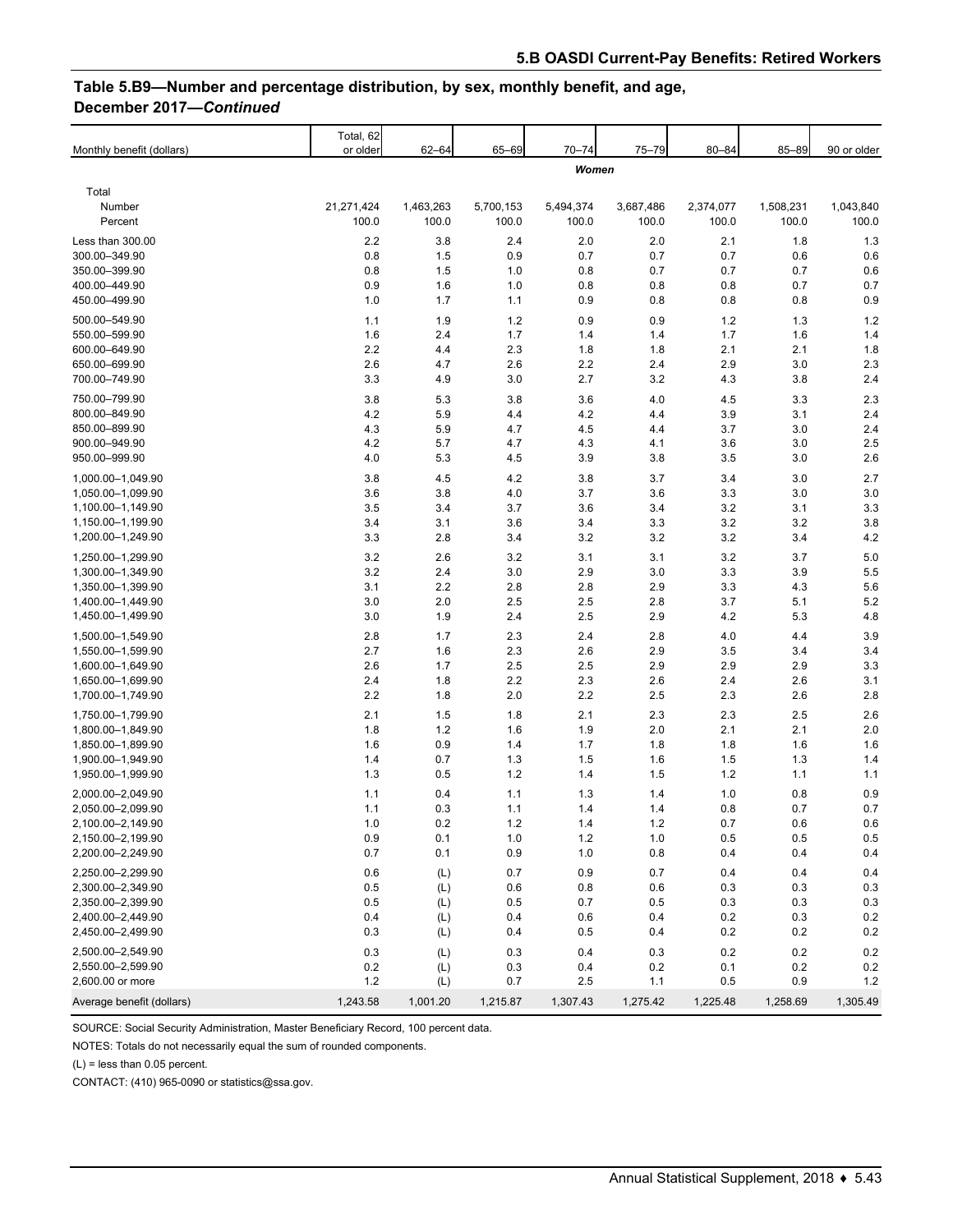## Table 5.B9—Number and percentage distribution, by sex, monthly benefit, and age, December 2017—*Continued*

| Monthly benefit (dollars) | Total, 62 or older | 62–64 | 65–69 | 70–74 | 75–79 | 80–84 | 85–89 | 90 or older |
|---|---|---|---|---|---|---|---|---|
| | ***Women*** | | | | | | | |
| Total | | | | | | | | |
| Number | 21,271,424 | 1,463,263 | 5,700,153 | 5,494,374 | 3,687,486 | 2,374,077 | 1,508,231 | 1,043,840 |
| Percent | 100.0 | 100.0 | 100.0 | 100.0 | 100.0 | 100.0 | 100.0 | 100.0 |
| Less than 300.00 | 2.2 | 3.8 | 2.4 | 2.0 | 2.0 | 2.1 | 1.8 | 1.3 |
| 300.00–349.90 | 0.8 | 1.5 | 0.9 | 0.7 | 0.7 | 0.7 | 0.6 | 0.6 |
| 350.00–399.90 | 0.8 | 1.5 | 1.0 | 0.8 | 0.7 | 0.7 | 0.7 | 0.6 |
| 400.00–449.90 | 0.9 | 1.6 | 1.0 | 0.8 | 0.8 | 0.8 | 0.7 | 0.7 |
| 450.00–499.90 | 1.0 | 1.7 | 1.1 | 0.9 | 0.8 | 0.8 | 0.8 | 0.9 |
| 500.00–549.90 | 1.1 | 1.9 | 1.2 | 0.9 | 0.9 | 1.2 | 1.3 | 1.2 |
| 550.00–599.90 | 1.6 | 2.4 | 1.7 | 1.4 | 1.4 | 1.7 | 1.6 | 1.4 |
| 600.00–649.90 | 2.2 | 4.4 | 2.3 | 1.8 | 1.8 | 2.1 | 2.1 | 1.8 |
| 650.00–699.90 | 2.6 | 4.7 | 2.6 | 2.2 | 2.4 | 2.9 | 3.0 | 2.3 |
| 700.00–749.90 | 3.3 | 4.9 | 3.0 | 2.7 | 3.2 | 4.3 | 3.8 | 2.4 |
| 750.00–799.90 | 3.8 | 5.3 | 3.8 | 3.6 | 4.0 | 4.5 | 3.3 | 2.3 |
| 800.00–849.90 | 4.2 | 5.9 | 4.4 | 4.2 | 4.4 | 3.9 | 3.1 | 2.4 |
| 850.00–899.90 | 4.3 | 5.9 | 4.7 | 4.5 | 4.4 | 3.7 | 3.0 | 2.4 |
| 900.00–949.90 | 4.2 | 5.7 | 4.7 | 4.3 | 4.1 | 3.6 | 3.0 | 2.5 |
| 950.00–999.90 | 4.0 | 5.3 | 4.5 | 3.9 | 3.8 | 3.5 | 3.0 | 2.6 |
| 1,000.00–1,049.90 | 3.8 | 4.5 | 4.2 | 3.8 | 3.7 | 3.4 | 3.0 | 2.7 |
| 1,050.00–1,099.90 | 3.6 | 3.8 | 4.0 | 3.7 | 3.6 | 3.3 | 3.0 | 3.0 |
| 1,100.00–1,149.90 | 3.5 | 3.4 | 3.7 | 3.6 | 3.4 | 3.2 | 3.1 | 3.3 |
| 1,150.00–1,199.90 | 3.4 | 3.1 | 3.6 | 3.4 | 3.3 | 3.2 | 3.2 | 3.8 |
| 1,200.00–1,249.90 | 3.3 | 2.8 | 3.4 | 3.2 | 3.2 | 3.2 | 3.4 | 4.2 |
| 1,250.00–1,299.90 | 3.2 | 2.6 | 3.2 | 3.1 | 3.1 | 3.2 | 3.7 | 5.0 |
| 1,300.00–1,349.90 | 3.2 | 2.4 | 3.0 | 2.9 | 3.0 | 3.3 | 3.9 | 5.5 |
| 1,350.00–1,399.90 | 3.1 | 2.2 | 2.8 | 2.8 | 2.9 | 3.3 | 4.3 | 5.6 |
| 1,400.00–1,449.90 | 3.0 | 2.0 | 2.5 | 2.5 | 2.8 | 3.7 | 5.1 | 5.2 |
| 1,450.00–1,499.90 | 3.0 | 1.9 | 2.4 | 2.5 | 2.9 | 4.2 | 5.3 | 4.8 |
| 1,500.00–1,549.90 | 2.8 | 1.7 | 2.3 | 2.4 | 2.8 | 4.0 | 4.4 | 3.9 |
| 1,550.00–1,599.90 | 2.7 | 1.6 | 2.3 | 2.6 | 2.9 | 3.5 | 3.4 | 3.4 |
| 1,600.00–1,649.90 | 2.6 | 1.7 | 2.5 | 2.5 | 2.9 | 2.9 | 2.9 | 3.3 |
| 1,650.00–1,699.90 | 2.4 | 1.8 | 2.2 | 2.3 | 2.6 | 2.4 | 2.6 | 3.1 |
| 1,700.00–1,749.90 | 2.2 | 1.8 | 2.0 | 2.2 | 2.5 | 2.3 | 2.6 | 2.8 |
| 1,750.00–1,799.90 | 2.1 | 1.5 | 1.8 | 2.1 | 2.3 | 2.3 | 2.5 | 2.6 |
| 1,800.00–1,849.90 | 1.8 | 1.2 | 1.6 | 1.9 | 2.0 | 2.1 | 2.1 | 2.0 |
| 1,850.00–1,899.90 | 1.6 | 0.9 | 1.4 | 1.7 | 1.8 | 1.8 | 1.6 | 1.6 |
| 1,900.00–1,949.90 | 1.4 | 0.7 | 1.3 | 1.5 | 1.6 | 1.5 | 1.3 | 1.4 |
| 1,950.00–1,999.90 | 1.3 | 0.5 | 1.2 | 1.4 | 1.5 | 1.2 | 1.1 | 1.1 |
| 2,000.00–2,049.90 | 1.1 | 0.4 | 1.1 | 1.3 | 1.4 | 1.0 | 0.8 | 0.9 |
| 2,050.00–2,099.90 | 1.1 | 0.3 | 1.1 | 1.4 | 1.4 | 0.8 | 0.7 | 0.7 |
| 2,100.00–2,149.90 | 1.0 | 0.2 | 1.2 | 1.4 | 1.2 | 0.7 | 0.6 | 0.6 |
| 2,150.00–2,199.90 | 0.9 | 0.1 | 1.0 | 1.2 | 1.0 | 0.5 | 0.5 | 0.5 |
| 2,200.00–2,249.90 | 0.7 | 0.1 | 0.9 | 1.0 | 0.8 | 0.4 | 0.4 | 0.4 |
| 2,250.00–2,299.90 | 0.6 | (L) | 0.7 | 0.9 | 0.7 | 0.4 | 0.4 | 0.4 |
| 2,300.00–2,349.90 | 0.5 | (L) | 0.6 | 0.8 | 0.6 | 0.3 | 0.3 | 0.3 |
| 2,350.00–2,399.90 | 0.5 | (L) | 0.5 | 0.7 | 0.5 | 0.3 | 0.3 | 0.3 |
| 2,400.00–2,449.90 | 0.4 | (L) | 0.4 | 0.6 | 0.4 | 0.2 | 0.3 | 0.2 |
| 2,450.00–2,499.90 | 0.3 | (L) | 0.4 | 0.5 | 0.4 | 0.2 | 0.2 | 0.2 |
| 2,500.00–2,549.90 | 0.3 | (L) | 0.3 | 0.4 | 0.3 | 0.2 | 0.2 | 0.2 |
| 2,550.00–2,599.90 | 0.2 | (L) | 0.3 | 0.4 | 0.2 | 0.1 | 0.2 | 0.2 |
| 2,600.00 or more | 1.2 | (L) | 0.7 | 2.5 | 1.1 | 0.5 | 0.9 | 1.2 |
| Average benefit (dollars) | 1,243.58 | 1,001.20 | 1,215.87 | 1,307.43 | 1,275.42 | 1,225.48 | 1,258.69 | 1,305.49 |

SOURCE: Social Security Administration, Master Beneficiary Record, 100 percent data.

NOTES: Totals do not necessarily equal the sum of rounded components.

(L) = less than 0.05 percent.

CONTACT: (410) 965-0090 or statistics@ssa.gov.